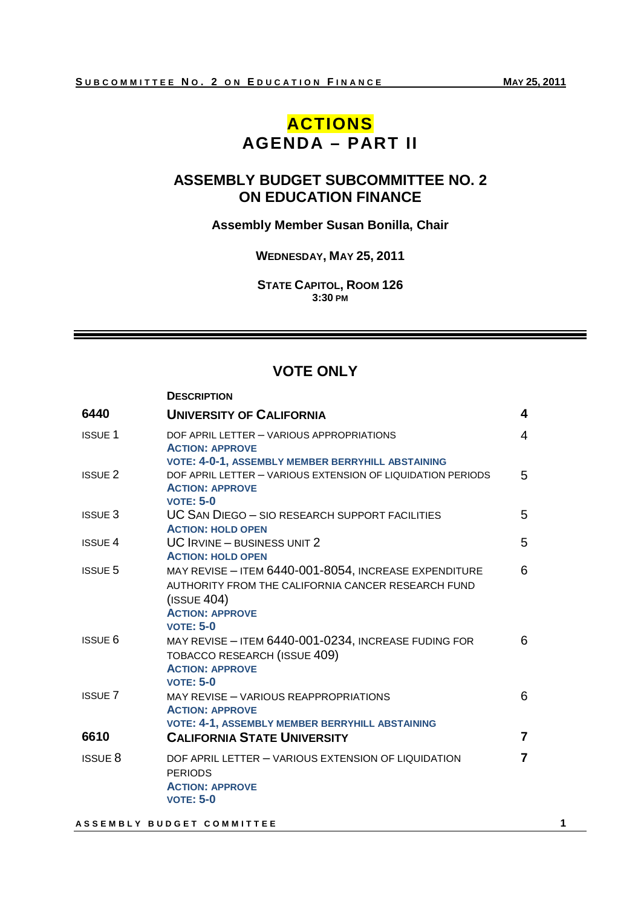# ACTIONS
# AGENDA – PART II

## ASSEMBLY BUDGET SUBCOMMITTEE NO. 2 ON EDUCATION FINANCE

**Assembly Member Susan Bonilla, Chair**

**WEDNESDAY, MAY 25, 2011**

**STATE CAPITOL, ROOM 126**
**3:30 PM**

---

## VOTE ONLY

| | DESCRIPTION | |
|---|---|---|
| **6440** | **UNIVERSITY OF CALIFORNIA** | **4** |
| ISSUE 1 | DOF APRIL LETTER – VARIOUS APPROPRIATIONS<br>**ACTION: APPROVE**<br>**VOTE: 4-0-1, ASSEMBLY MEMBER BERRYHILL ABSTAINING** | 4 |
| ISSUE 2 | DOF APRIL LETTER – VARIOUS EXTENSION OF LIQUIDATION PERIODS<br>**ACTION: APPROVE**<br>**VOTE: 5-0** | 5 |
| ISSUE 3 | UC SAN DIEGO – SIO RESEARCH SUPPORT FACILITIES<br>**ACTION: HOLD OPEN** | 5 |
| ISSUE 4 | UC IRVINE – BUSINESS UNIT 2<br>**ACTION: HOLD OPEN** | 5 |
| ISSUE 5 | MAY REVISE – ITEM 6440-001-8054, INCREASE EXPENDITURE AUTHORITY FROM THE CALIFORNIA CANCER RESEARCH FUND (ISSUE 404)<br>**ACTION: APPROVE**<br>**VOTE: 5-0** | 6 |
| ISSUE 6 | MAY REVISE – ITEM 6440-001-0234, INCREASE FUDING FOR TOBACCO RESEARCH (ISSUE 409)<br>**ACTION: APPROVE**<br>**VOTE: 5-0** | 6 |
| ISSUE 7 | MAY REVISE – VARIOUS REAPPROPRIATIONS<br>**ACTION: APPROVE**<br>**VOTE: 4-1, ASSEMBLY MEMBER BERRYHILL ABSTAINING** | 6 |
| **6610** | **CALIFORNIA STATE UNIVERSITY** | **7** |
| ISSUE 8 | DOF APRIL LETTER – VARIOUS EXTENSION OF LIQUIDATION PERIODS<br>**ACTION: APPROVE**<br>**VOTE: 5-0** | **7** |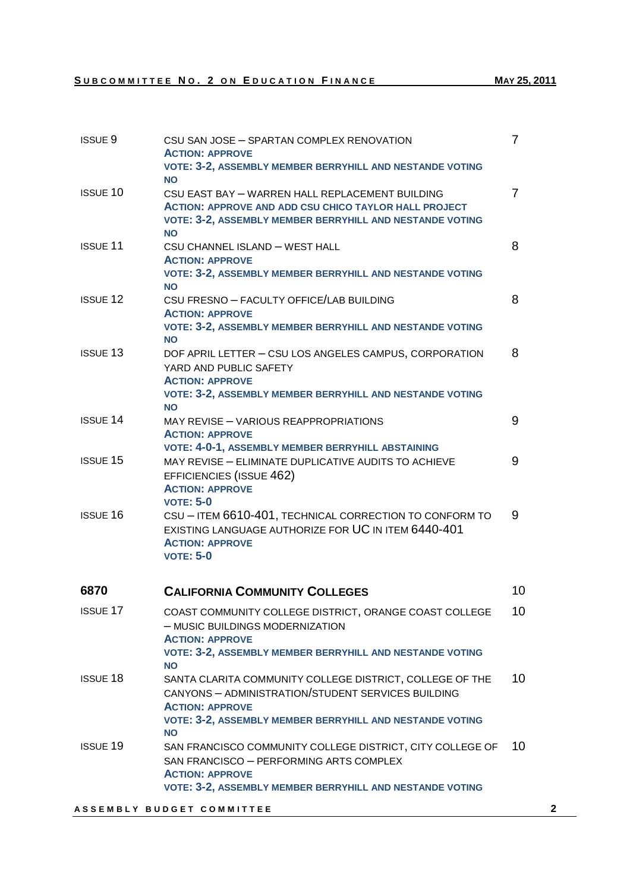| | | |
|---|---|---|
| ISSUE 9 | CSU SAN JOSE – SPARTAN COMPLEX RENOVATION<br>**ACTION: APPROVE**<br>**VOTE: 3-2, ASSEMBLY MEMBER BERRYHILL AND NESTANDE VOTING NO** | 7 |
| ISSUE 10 | CSU EAST BAY – WARREN HALL REPLACEMENT BUILDING<br>**ACTION: APPROVE AND ADD CSU CHICO TAYLOR HALL PROJECT**<br>**VOTE: 3-2, ASSEMBLY MEMBER BERRYHILL AND NESTANDE VOTING NO** | 7 |
| ISSUE 11 | CSU CHANNEL ISLAND – WEST HALL<br>**ACTION: APPROVE**<br>**VOTE: 3-2, ASSEMBLY MEMBER BERRYHILL AND NESTANDE VOTING NO** | 8 |
| ISSUE 12 | CSU FRESNO – FACULTY OFFICE/LAB BUILDING<br>**ACTION: APPROVE**<br>**VOTE: 3-2, ASSEMBLY MEMBER BERRYHILL AND NESTANDE VOTING NO** | 8 |
| ISSUE 13 | DOF APRIL LETTER – CSU LOS ANGELES CAMPUS, CORPORATION YARD AND PUBLIC SAFETY<br>**ACTION: APPROVE**<br>**VOTE: 3-2, ASSEMBLY MEMBER BERRYHILL AND NESTANDE VOTING NO** | 8 |
| ISSUE 14 | MAY REVISE – VARIOUS REAPPROPRIATIONS<br>**ACTION: APPROVE**<br>**VOTE: 4-0-1, ASSEMBLY MEMBER BERRYHILL ABSTAINING** | 9 |
| ISSUE 15 | MAY REVISE – ELIMINATE DUPLICATIVE AUDITS TO ACHIEVE EFFICIENCIES (ISSUE 462)<br>**ACTION: APPROVE**<br>**VOTE: 5-0** | 9 |
| ISSUE 16 | CSU – ITEM 6610-401, TECHNICAL CORRECTION TO CONFORM TO EXISTING LANGUAGE AUTHORIZE FOR UC IN ITEM 6440-401<br>**ACTION: APPROVE**<br>**VOTE: 5-0** | 9 |
| **6870** | **CALIFORNIA COMMUNITY COLLEGES** | 10 |
| ISSUE 17 | COAST COMMUNITY COLLEGE DISTRICT, ORANGE COAST COLLEGE – MUSIC BUILDINGS MODERNIZATION<br>**ACTION: APPROVE**<br>**VOTE: 3-2, ASSEMBLY MEMBER BERRYHILL AND NESTANDE VOTING NO** | 10 |
| ISSUE 18 | SANTA CLARITA COMMUNITY COLLEGE DISTRICT, COLLEGE OF THE CANYONS – ADMINISTRATION/STUDENT SERVICES BUILDING<br>**ACTION: APPROVE**<br>**VOTE: 3-2, ASSEMBLY MEMBER BERRYHILL AND NESTANDE VOTING NO** | 10 |
| ISSUE 19 | SAN FRANCISCO COMMUNITY COLLEGE DISTRICT, CITY COLLEGE OF SAN FRANCISCO – PERFORMING ARTS COMPLEX<br>**ACTION: APPROVE**<br>**VOTE: 3-2, ASSEMBLY MEMBER BERRYHILL AND NESTANDE VOTING** | 10 |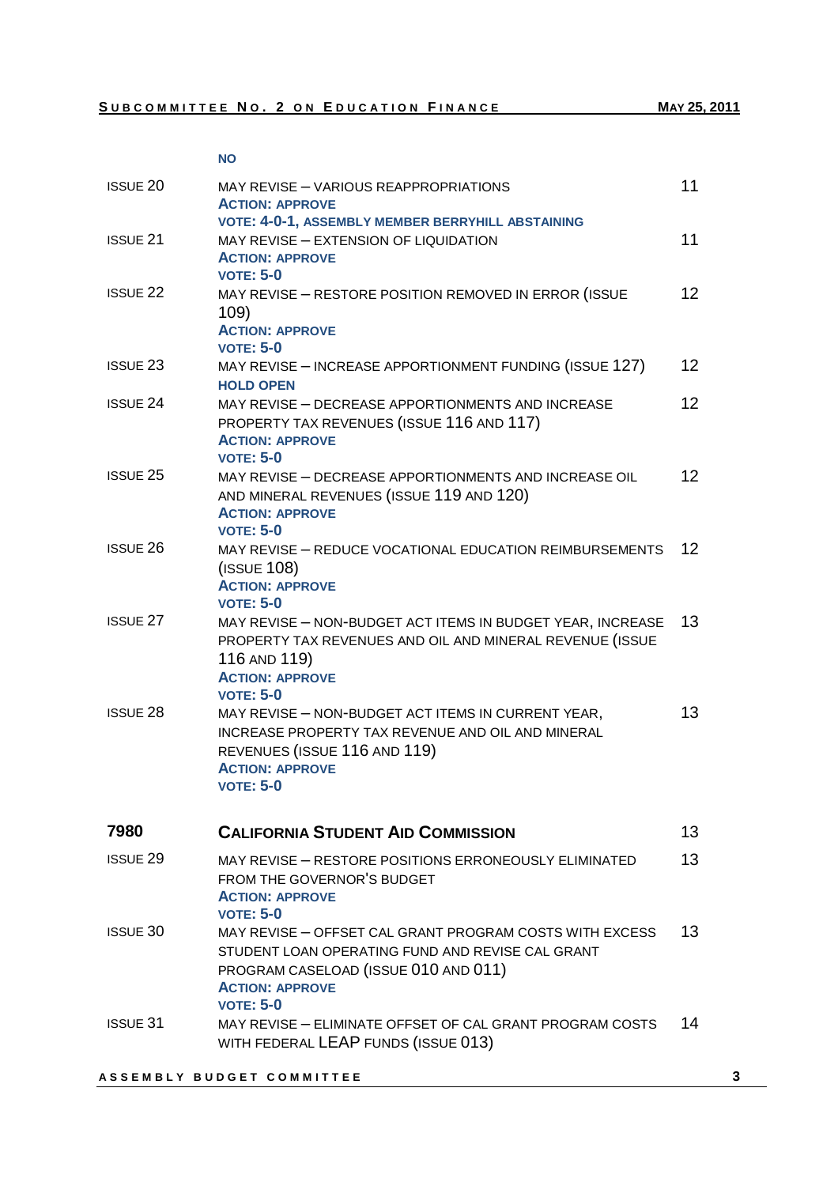| | | |
|---|---|---|
| | **NO** | |
| ISSUE 20 | MAY REVISE – VARIOUS REAPPROPRIATIONS<br>**ACTION: APPROVE**<br>**VOTE: 4-0-1, ASSEMBLY MEMBER BERRYHILL ABSTAINING** | 11 |
| ISSUE 21 | MAY REVISE – EXTENSION OF LIQUIDATION<br>**ACTION: APPROVE**<br>**VOTE: 5-0** | 11 |
| ISSUE 22 | MAY REVISE – RESTORE POSITION REMOVED IN ERROR (ISSUE 109)<br>**ACTION: APPROVE**<br>**VOTE: 5-0** | 12 |
| ISSUE 23 | MAY REVISE – INCREASE APPORTIONMENT FUNDING (ISSUE 127)<br>**HOLD OPEN** | 12 |
| ISSUE 24 | MAY REVISE – DECREASE APPORTIONMENTS AND INCREASE PROPERTY TAX REVENUES (ISSUE 116 AND 117)<br>**ACTION: APPROVE**<br>**VOTE: 5-0** | 12 |
| ISSUE 25 | MAY REVISE – DECREASE APPORTIONMENTS AND INCREASE OIL AND MINERAL REVENUES (ISSUE 119 AND 120)<br>**ACTION: APPROVE**<br>**VOTE: 5-0** | 12 |
| ISSUE 26 | MAY REVISE – REDUCE VOCATIONAL EDUCATION REIMBURSEMENTS (ISSUE 108)<br>**ACTION: APPROVE**<br>**VOTE: 5-0** | 12 |
| ISSUE 27 | MAY REVISE – NON-BUDGET ACT ITEMS IN BUDGET YEAR, INCREASE PROPERTY TAX REVENUES AND OIL AND MINERAL REVENUE (ISSUE 116 AND 119)<br>**ACTION: APPROVE**<br>**VOTE: 5-0** | 13 |
| ISSUE 28 | MAY REVISE – NON-BUDGET ACT ITEMS IN CURRENT YEAR, INCREASE PROPERTY TAX REVENUE AND OIL AND MINERAL REVENUES (ISSUE 116 AND 119)<br>**ACTION: APPROVE**<br>**VOTE: 5-0** | 13 |
| **7980** | **CALIFORNIA STUDENT AID COMMISSION** | 13 |
| ISSUE 29 | MAY REVISE – RESTORE POSITIONS ERRONEOUSLY ELIMINATED FROM THE GOVERNOR'S BUDGET<br>**ACTION: APPROVE**<br>**VOTE: 5-0** | 13 |
| ISSUE 30 | MAY REVISE – OFFSET CAL GRANT PROGRAM COSTS WITH EXCESS STUDENT LOAN OPERATING FUND AND REVISE CAL GRANT PROGRAM CASELOAD (ISSUE 010 AND 011)<br>**ACTION: APPROVE**<br>**VOTE: 5-0** | 13 |
| ISSUE 31 | MAY REVISE – ELIMINATE OFFSET OF CAL GRANT PROGRAM COSTS WITH FEDERAL LEAP FUNDS (ISSUE 013) | 14 |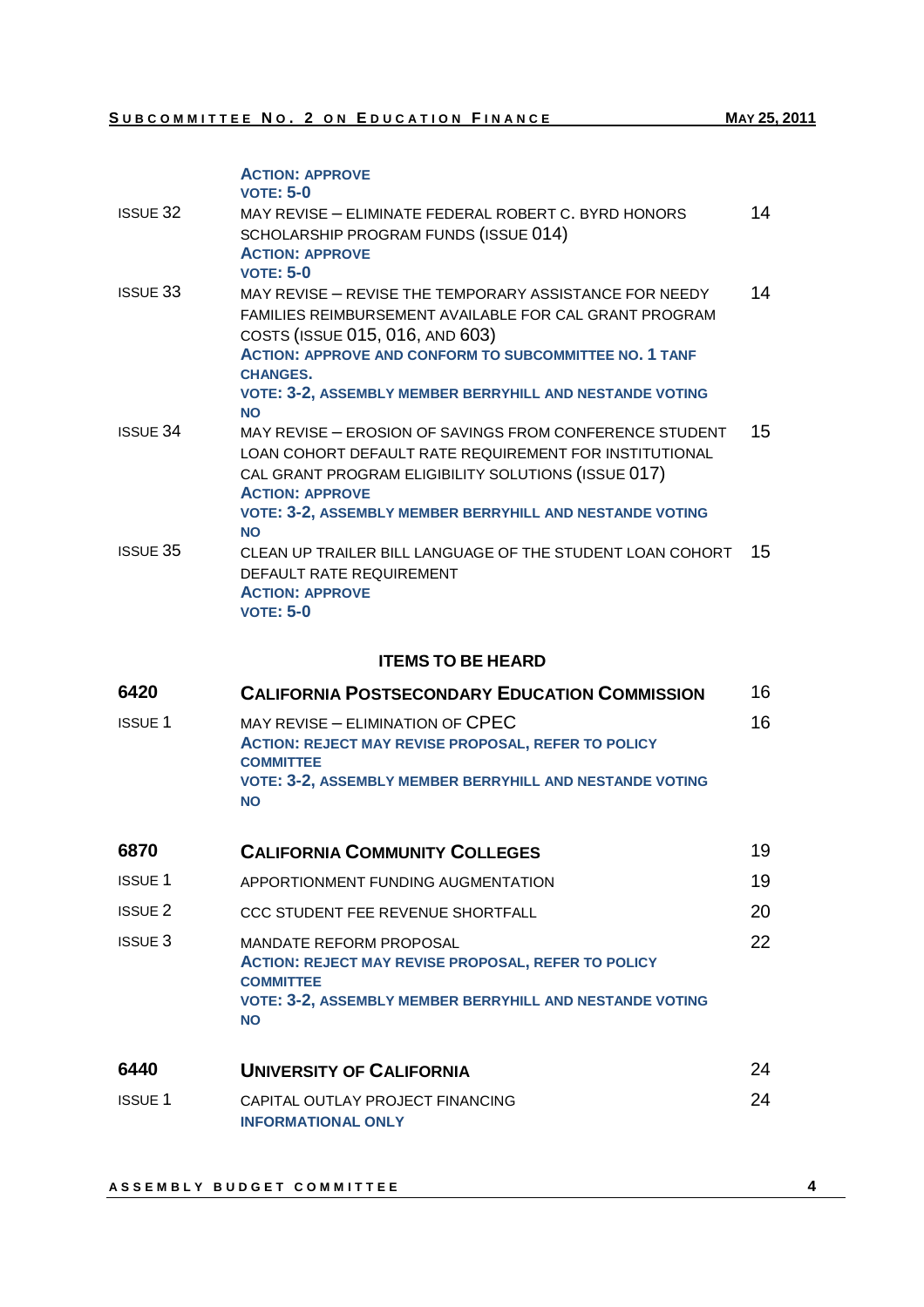**ACTION: APPROVE**
**VOTE: 5-0**

| | | |
|---|---|---|
| ISSUE 32 | MAY REVISE – ELIMINATE FEDERAL ROBERT C. BYRD HONORS SCHOLARSHIP PROGRAM FUNDS (ISSUE 014)<br>**ACTION: APPROVE**<br>**VOTE: 5-0** | 14 |
| ISSUE 33 | MAY REVISE – REVISE THE TEMPORARY ASSISTANCE FOR NEEDY FAMILIES REIMBURSEMENT AVAILABLE FOR CAL GRANT PROGRAM COSTS (ISSUE 015, 016, AND 603)<br>**ACTION: APPROVE AND CONFORM TO SUBCOMMITTEE NO. 1 TANF CHANGES.**<br>**VOTE: 3-2, ASSEMBLY MEMBER BERRYHILL AND NESTANDE VOTING NO** | 14 |
| ISSUE 34 | MAY REVISE – EROSION OF SAVINGS FROM CONFERENCE STUDENT LOAN COHORT DEFAULT RATE REQUIREMENT FOR INSTITUTIONAL CAL GRANT PROGRAM ELIGIBILITY SOLUTIONS (ISSUE 017)<br>**ACTION: APPROVE**<br>**VOTE: 3-2, ASSEMBLY MEMBER BERRYHILL AND NESTANDE VOTING NO** | 15 |
| ISSUE 35 | CLEAN UP TRAILER BILL LANGUAGE OF THE STUDENT LOAN COHORT DEFAULT RATE REQUIREMENT<br>**ACTION: APPROVE**<br>**VOTE: 5-0** | 15 |

## ITEMS TO BE HEARD

| | | |
|---|---|---|
| **6420** | **CALIFORNIA POSTSECONDARY EDUCATION COMMISSION** | 16 |
| ISSUE 1 | MAY REVISE – ELIMINATION OF CPEC<br>**ACTION: REJECT MAY REVISE PROPOSAL, REFER TO POLICY COMMITTEE**<br>**VOTE: 3-2, ASSEMBLY MEMBER BERRYHILL AND NESTANDE VOTING NO** | 16 |

| | | |
|---|---|---|
| **6870** | **CALIFORNIA COMMUNITY COLLEGES** | 19 |
| ISSUE 1 | APPORTIONMENT FUNDING AUGMENTATION | 19 |
| ISSUE 2 | CCC STUDENT FEE REVENUE SHORTFALL | 20 |
| ISSUE 3 | MANDATE REFORM PROPOSAL<br>**ACTION: REJECT MAY REVISE PROPOSAL, REFER TO POLICY COMMITTEE**<br>**VOTE: 3-2, ASSEMBLY MEMBER BERRYHILL AND NESTANDE VOTING NO** | 22 |

| | | |
|---|---|---|
| **6440** | **UNIVERSITY OF CALIFORNIA** | 24 |
| ISSUE 1 | CAPITAL OUTLAY PROJECT FINANCING<br>**INFORMATIONAL ONLY** | 24 |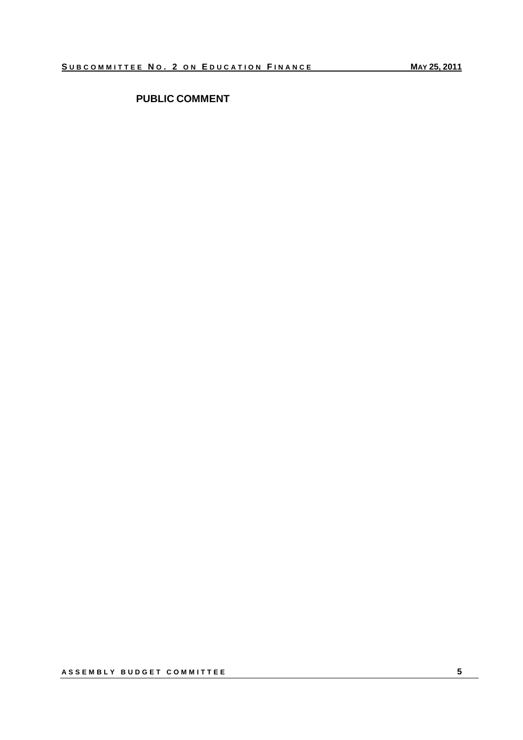## PUBLIC COMMENT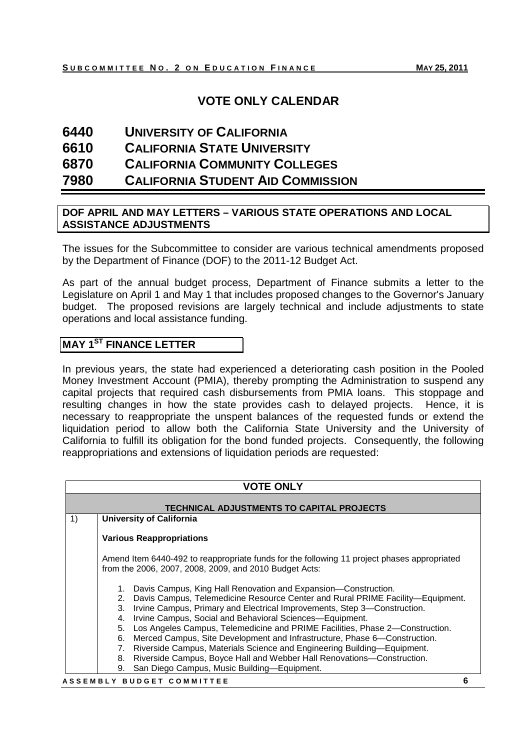# VOTE ONLY CALENDAR

## 6440 UNIVERSITY OF CALIFORNIA
## 6610 CALIFORNIA STATE UNIVERSITY
## 6870 CALIFORNIA COMMUNITY COLLEGES
## 7980 CALIFORNIA STUDENT AID COMMISSION

### DOF APRIL AND MAY LETTERS – VARIOUS STATE OPERATIONS AND LOCAL ASSISTANCE ADJUSTMENTS

The issues for the Subcommittee to consider are various technical amendments proposed by the Department of Finance (DOF) to the 2011-12 Budget Act.

As part of the annual budget process, Department of Finance submits a letter to the Legislature on April 1 and May 1 that includes proposed changes to the Governor's January budget. The proposed revisions are largely technical and include adjustments to state operations and local assistance funding.

### MAY 1ST FINANCE LETTER

In previous years, the state had experienced a deteriorating cash position in the Pooled Money Investment Account (PMIA), thereby prompting the Administration to suspend any capital projects that required cash disbursements from PMIA loans. This stoppage and resulting changes in how the state provides cash to delayed projects. Hence, it is necessary to reappropriate the unspent balances of the requested funds or extend the liquidation period to allow both the California State University and the University of California to fulfill its obligation for the bond funded projects. Consequently, the following reappropriations and extensions of liquidation periods are requested:

| VOTE ONLY | |
|---|---|
| **TECHNICAL ADJUSTMENTS TO CAPITAL PROJECTS** | |
| 1) | **University of California**<br><br>**Various Reappropriations**<br><br>Amend Item 6440-492 to reappropriate funds for the following 11 project phases appropriated from the 2006, 2007, 2008, 2009, and 2010 Budget Acts:<br><br>1. Davis Campus, King Hall Renovation and Expansion—Construction.<br>2. Davis Campus, Telemedicine Resource Center and Rural PRIME Facility—Equipment.<br>3. Irvine Campus, Primary and Electrical Improvements, Step 3—Construction.<br>4. Irvine Campus, Social and Behavioral Sciences—Equipment.<br>5. Los Angeles Campus, Telemedicine and PRIME Facilities, Phase 2—Construction.<br>6. Merced Campus, Site Development and Infrastructure, Phase 6—Construction.<br>7. Riverside Campus, Materials Science and Engineering Building—Equipment.<br>8. Riverside Campus, Boyce Hall and Webber Hall Renovations—Construction.<br>9. San Diego Campus, Music Building—Equipment. |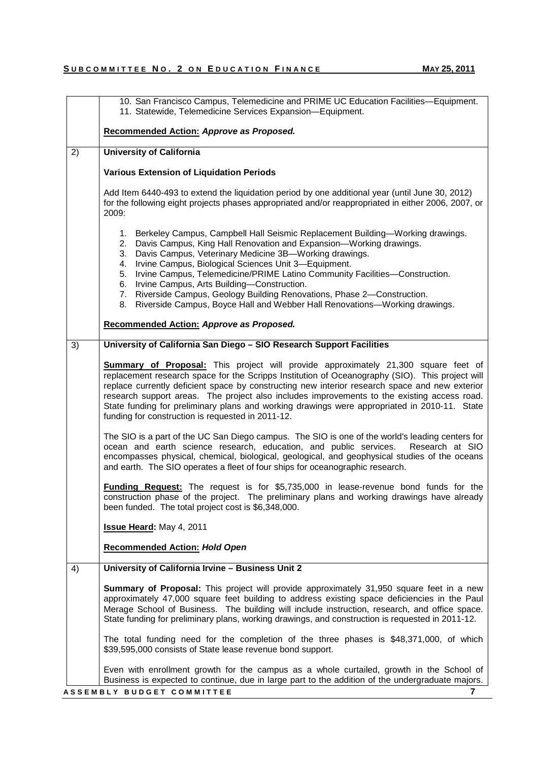| | |
|---|---|
| | 10. San Francisco Campus, Telemedicine and PRIME UC Education Facilities—Equipment.<br>11. Statewide, Telemedicine Services Expansion—Equipment.<br><br>**Recommended Action:** ***Approve as Proposed.*** |
| 2) | **University of California**<br><br>**Various Extension of Liquidation Periods**<br><br>Add Item 6440-493 to extend the liquidation period by one additional year (until June 30, 2012) for the following eight projects phases appropriated and/or reappropriated in either 2006, 2007, or 2009:<br><br>1. Berkeley Campus, Campbell Hall Seismic Replacement Building—Working drawings.<br>2. Davis Campus, King Hall Renovation and Expansion—Working drawings.<br>3. Davis Campus, Veterinary Medicine 3B—Working drawings.<br>4. Irvine Campus, Biological Sciences Unit 3—Equipment.<br>5. Irvine Campus, Telemedicine/PRIME Latino Community Facilities—Construction.<br>6. Irvine Campus, Arts Building—Construction.<br>7. Riverside Campus, Geology Building Renovations, Phase 2—Construction.<br>8. Riverside Campus, Boyce Hall and Webber Hall Renovations—Working drawings.<br><br>**Recommended Action:** ***Approve as Proposed.*** |
| 3) | **University of California San Diego – SIO Research Support Facilities**<br><br>**Summary of Proposal:** This project will provide approximately 21,300 square feet of replacement research space for the Scripps Institution of Oceanography (SIO). This project will replace currently deficient space by constructing new interior research space and new exterior research support areas. The project also includes improvements to the existing access road. State funding for preliminary plans and working drawings were appropriated in 2010-11. State funding for construction is requested in 2011-12.<br><br>The SIO is a part of the UC San Diego campus. The SIO is one of the world's leading centers for ocean and earth science research, education, and public services. Research at SIO encompasses physical, chemical, biological, geological, and geophysical studies of the oceans and earth. The SIO operates a fleet of four ships for oceanographic research.<br><br>**Funding Request:** The request is for $5,735,000 in lease-revenue bond funds for the construction phase of the project. The preliminary plans and working drawings have already been funded. The total project cost is $6,348,000.<br><br>**Issue Heard:** May 4, 2011<br><br>**Recommended Action:** ***Hold Open*** |
| 4) | **University of California Irvine – Business Unit 2**<br><br>**Summary of Proposal:** This project will provide approximately 31,950 square feet in a new approximately 47,000 square feet building to address existing space deficiencies in the Paul Merage School of Business. The building will include instruction, research, and office space. State funding for preliminary plans, working drawings, and construction is requested in 2011-12.<br><br>The total funding need for the completion of the three phases is $48,371,000, of which $39,595,000 consists of State lease revenue bond support.<br><br>Even with enrollment growth for the campus as a whole curtailed, growth in the School of Business is expected to continue, due in large part to the addition of the undergraduate majors. |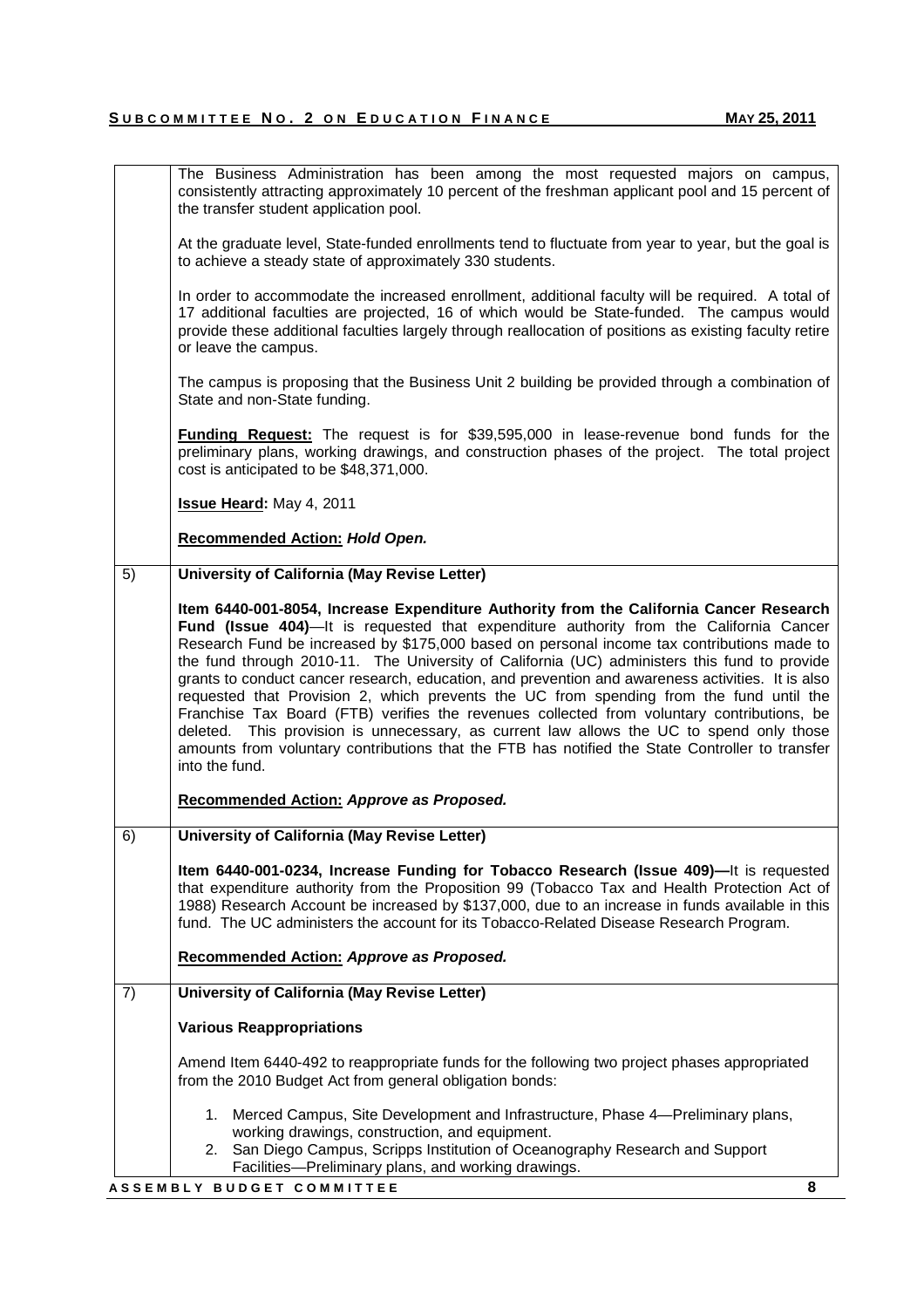| | |
|---|---|
| | The Business Administration has been among the most requested majors on campus, consistently attracting approximately 10 percent of the freshman applicant pool and 15 percent of the transfer student application pool.<br><br>At the graduate level, State-funded enrollments tend to fluctuate from year to year, but the goal is to achieve a steady state of approximately 330 students.<br><br>In order to accommodate the increased enrollment, additional faculty will be required. A total of 17 additional faculties are projected, 16 of which would be State-funded. The campus would provide these additional faculties largely through reallocation of positions as existing faculty retire or leave the campus.<br><br>The campus is proposing that the Business Unit 2 building be provided through a combination of State and non-State funding.<br><br>**Funding Request:** The request is for $39,595,000 in lease-revenue bond funds for the preliminary plans, working drawings, and construction phases of the project. The total project cost is anticipated to be $48,371,000.<br><br>**Issue Heard:** May 4, 2011<br><br>**Recommended Action: *Hold Open.*** |
| 5) | **University of California (May Revise Letter)**<br><br>**Item 6440-001-8054, Increase Expenditure Authority from the California Cancer Research Fund (Issue 404)**—It is requested that expenditure authority from the California Cancer Research Fund be increased by $175,000 based on personal income tax contributions made to the fund through 2010-11. The University of California (UC) administers this fund to provide grants to conduct cancer research, education, and prevention and awareness activities. It is also requested that Provision 2, which prevents the UC from spending from the fund until the Franchise Tax Board (FTB) verifies the revenues collected from voluntary contributions, be deleted. This provision is unnecessary, as current law allows the UC to spend only those amounts from voluntary contributions that the FTB has notified the State Controller to transfer into the fund.<br><br>**Recommended Action: *Approve as Proposed.*** |
| 6) | **University of California (May Revise Letter)**<br><br>**Item 6440-001-0234, Increase Funding for Tobacco Research (Issue 409)—**It is requested that expenditure authority from the Proposition 99 (Tobacco Tax and Health Protection Act of 1988) Research Account be increased by $137,000, due to an increase in funds available in this fund. The UC administers the account for its Tobacco-Related Disease Research Program.<br><br>**Recommended Action: *Approve as Proposed.*** |
| 7) | **University of California (May Revise Letter)**<br><br>**Various Reappropriations**<br><br>Amend Item 6440-492 to reappropriate funds for the following two project phases appropriated from the 2010 Budget Act from general obligation bonds:<br><br>1. Merced Campus, Site Development and Infrastructure, Phase 4—Preliminary plans, working drawings, construction, and equipment.<br>2. San Diego Campus, Scripps Institution of Oceanography Research and Support Facilities—Preliminary plans, and working drawings. |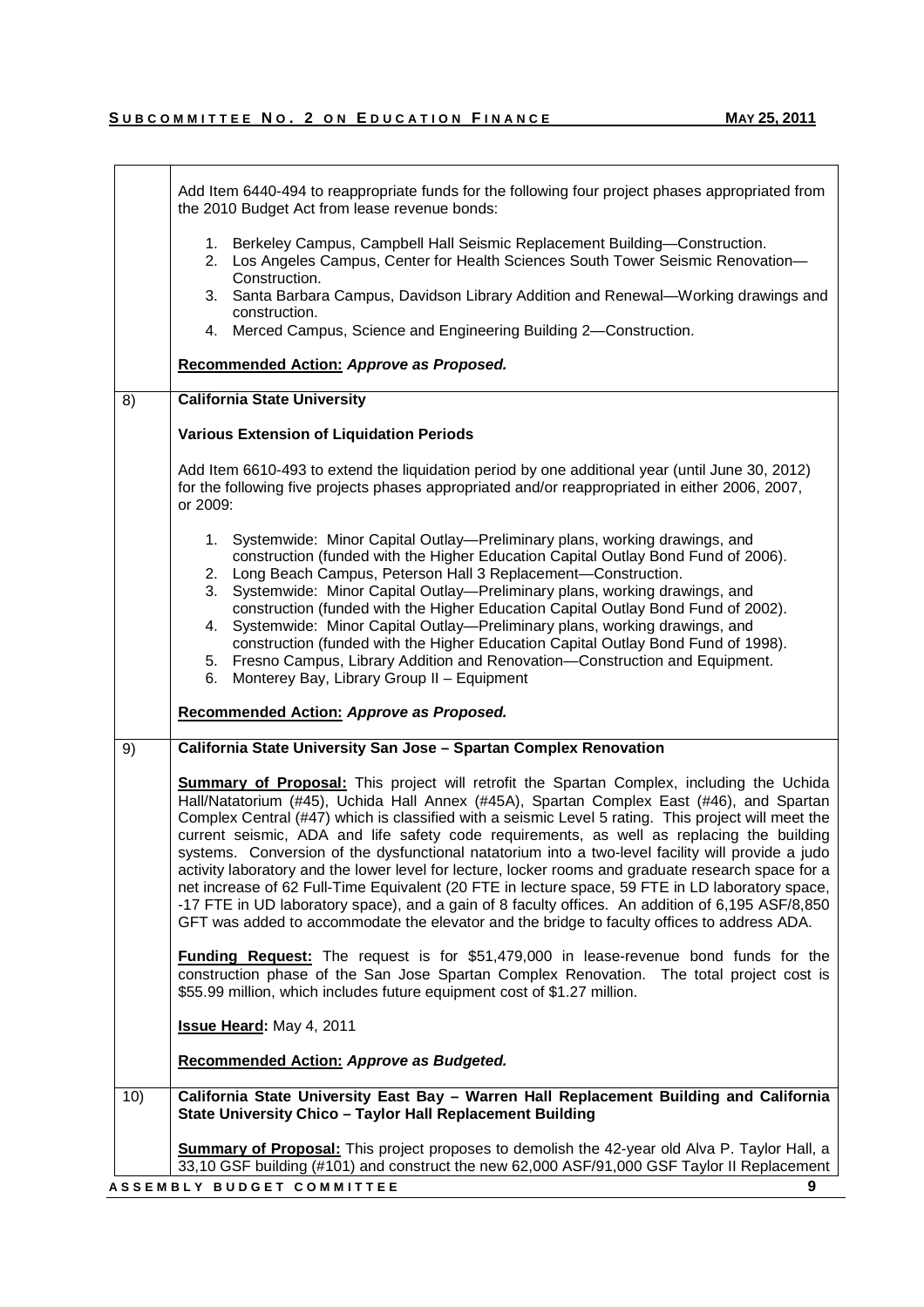| | |
|---|---|
| | Add Item 6440-494 to reappropriate funds for the following four project phases appropriated from the 2010 Budget Act from lease revenue bonds:<br><br>1. Berkeley Campus, Campbell Hall Seismic Replacement Building—Construction.<br>2. Los Angeles Campus, Center for Health Sciences South Tower Seismic Renovation—Construction.<br>3. Santa Barbara Campus, Davidson Library Addition and Renewal—Working drawings and construction.<br>4. Merced Campus, Science and Engineering Building 2—Construction.<br><br>**Recommended Action:** ***Approve as Proposed.*** |
| 8) | **California State University**<br><br>**Various Extension of Liquidation Periods**<br><br>Add Item 6610-493 to extend the liquidation period by one additional year (until June 30, 2012) for the following five projects phases appropriated and/or reappropriated in either 2006, 2007, or 2009:<br><br>1. Systemwide: Minor Capital Outlay—Preliminary plans, working drawings, and construction (funded with the Higher Education Capital Outlay Bond Fund of 2006).<br>2. Long Beach Campus, Peterson Hall 3 Replacement—Construction.<br>3. Systemwide: Minor Capital Outlay—Preliminary plans, working drawings, and construction (funded with the Higher Education Capital Outlay Bond Fund of 2002).<br>4. Systemwide: Minor Capital Outlay—Preliminary plans, working drawings, and construction (funded with the Higher Education Capital Outlay Bond Fund of 1998).<br>5. Fresno Campus, Library Addition and Renovation—Construction and Equipment.<br>6. Monterey Bay, Library Group II – Equipment<br><br>**Recommended Action:** ***Approve as Proposed.*** |
| 9) | **California State University San Jose – Spartan Complex Renovation**<br><br>**Summary of Proposal:** This project will retrofit the Spartan Complex, including the Uchida Hall/Natatorium (#45), Uchida Hall Annex (#45A), Spartan Complex East (#46), and Spartan Complex Central (#47) which is classified with a seismic Level 5 rating. This project will meet the current seismic, ADA and life safety code requirements, as well as replacing the building systems. Conversion of the dysfunctional natatorium into a two-level facility will provide a judo activity laboratory and the lower level for lecture, locker rooms and graduate research space for a net increase of 62 Full-Time Equivalent (20 FTE in lecture space, 59 FTE in LD laboratory space, -17 FTE in UD laboratory space), and a gain of 8 faculty offices. An addition of 6,195 ASF/8,850 GFT was added to accommodate the elevator and the bridge to faculty offices to address ADA.<br><br>**Funding Request:** The request is for $51,479,000 in lease-revenue bond funds for the construction phase of the San Jose Spartan Complex Renovation. The total project cost is $55.99 million, which includes future equipment cost of $1.27 million.<br><br>**Issue Heard:** May 4, 2011<br><br>**Recommended Action:** ***Approve as Budgeted.*** |
| 10) | **California State University East Bay – Warren Hall Replacement Building and California State University Chico – Taylor Hall Replacement Building**<br><br>**Summary of Proposal:** This project proposes to demolish the 42-year old Alva P. Taylor Hall, a 33,10 GSF building (#101) and construct the new 62,000 ASF/91,000 GSF Taylor II Replacement |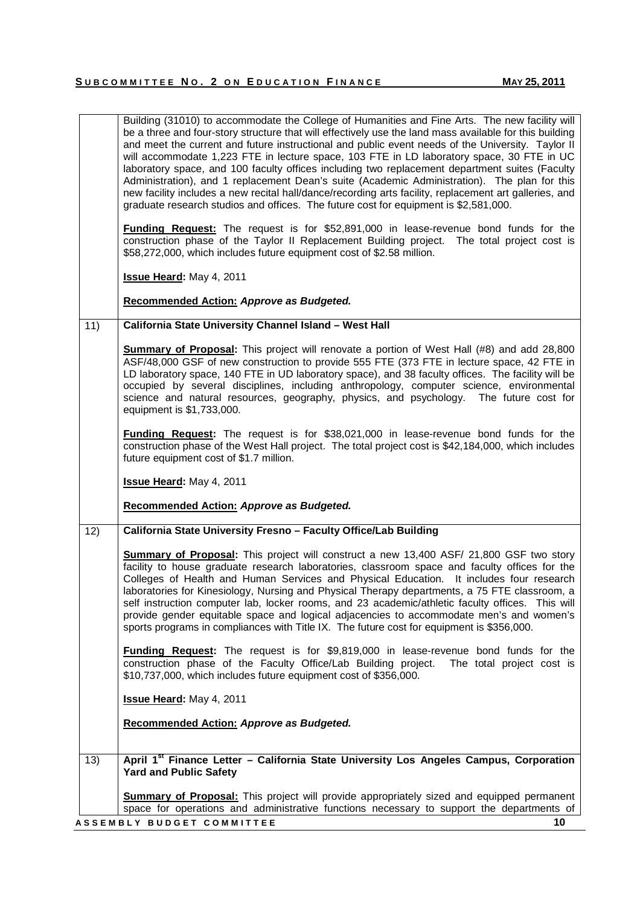| | |
|---|---|
| | Building (31010) to accommodate the College of Humanities and Fine Arts. The new facility will be a three and four-story structure that will effectively use the land mass available for this building and meet the current and future instructional and public event needs of the University. Taylor II will accommodate 1,223 FTE in lecture space, 103 FTE in LD laboratory space, 30 FTE in UC laboratory space, and 100 faculty offices including two replacement department suites (Faculty Administration), and 1 replacement Dean's suite (Academic Administration). The plan for this new facility includes a new recital hall/dance/recording arts facility, replacement art galleries, and graduate research studios and offices. The future cost for equipment is $2,581,000.<br><br>**Funding Request:** The request is for $52,891,000 in lease-revenue bond funds for the construction phase of the Taylor II Replacement Building project. The total project cost is $58,272,000, which includes future equipment cost of $2.58 million.<br><br>**Issue Heard:** May 4, 2011<br><br>**Recommended Action:** ***Approve as Budgeted.*** |
| 11) | **California State University Channel Island – West Hall**<br><br>**Summary of Proposal:** This project will renovate a portion of West Hall (#8) and add 28,800 ASF/48,000 GSF of new construction to provide 555 FTE (373 FTE in lecture space, 42 FTE in LD laboratory space, 140 FTE in UD laboratory space), and 38 faculty offices. The facility will be occupied by several disciplines, including anthropology, computer science, environmental science and natural resources, geography, physics, and psychology. The future cost for equipment is $1,733,000.<br><br>**Funding Request:** The request is for $38,021,000 in lease-revenue bond funds for the construction phase of the West Hall project. The total project cost is $42,184,000, which includes future equipment cost of $1.7 million.<br><br>**Issue Heard:** May 4, 2011<br><br>**Recommended Action:** ***Approve as Budgeted.*** |
| 12) | **California State University Fresno – Faculty Office/Lab Building**<br><br>**Summary of Proposal:** This project will construct a new 13,400 ASF/ 21,800 GSF two story facility to house graduate research laboratories, classroom space and faculty offices for the Colleges of Health and Human Services and Physical Education. It includes four research laboratories for Kinesiology, Nursing and Physical Therapy departments, a 75 FTE classroom, a self instruction computer lab, locker rooms, and 23 academic/athletic faculty offices. This will provide gender equitable space and logical adjacencies to accommodate men's and women's sports programs in compliances with Title IX. The future cost for equipment is $356,000.<br><br>**Funding Request:** The request is for $9,819,000 in lease-revenue bond funds for the construction phase of the Faculty Office/Lab Building project. The total project cost is $10,737,000, which includes future equipment cost of $356,000.<br><br>**Issue Heard:** May 4, 2011<br><br>**Recommended Action:** ***Approve as Budgeted.*** |
| 13) | **April 1st Finance Letter – California State University Los Angeles Campus, Corporation Yard and Public Safety**<br><br>**Summary of Proposal:** This project will provide appropriately sized and equipped permanent space for operations and administrative functions necessary to support the departments of |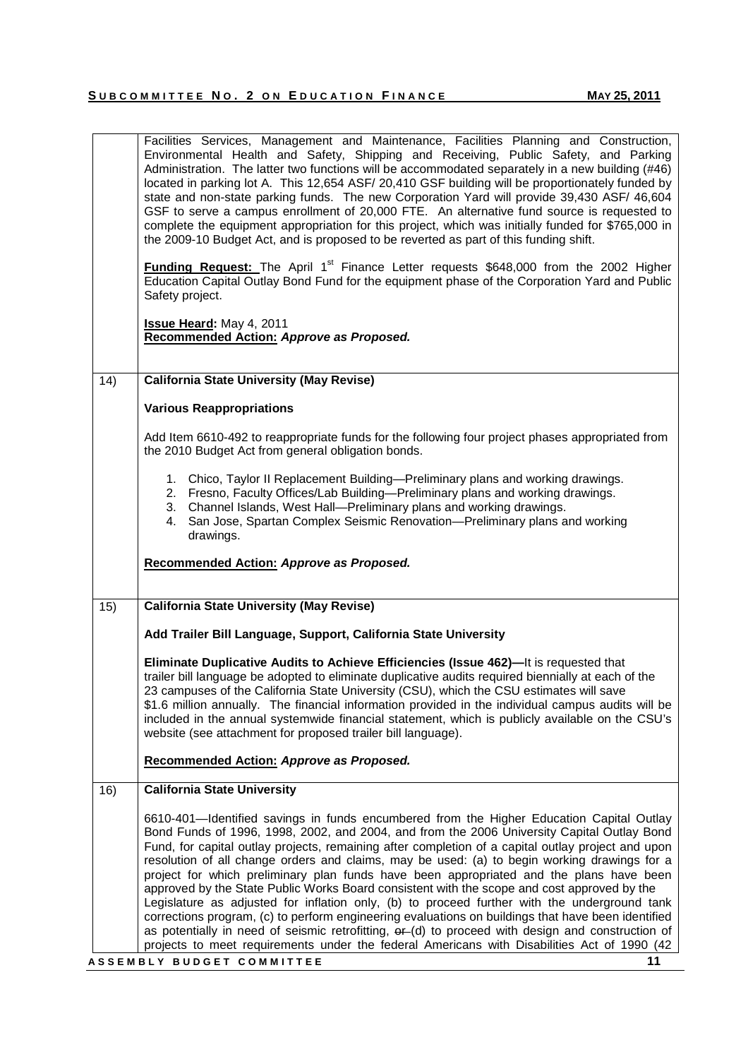| | |
|---|---|
| | Facilities Services, Management and Maintenance, Facilities Planning and Construction, Environmental Health and Safety, Shipping and Receiving, Public Safety, and Parking Administration. The latter two functions will be accommodated separately in a new building (#46) located in parking lot A. This 12,654 ASF/ 20,410 GSF building will be proportionately funded by state and non-state parking funds. The new Corporation Yard will provide 39,430 ASF/ 46,604 GSF to serve a campus enrollment of 20,000 FTE. An alternative fund source is requested to complete the equipment appropriation for this project, which was initially funded for $765,000 in the 2009-10 Budget Act, and is proposed to be reverted as part of this funding shift.<br><br>**Funding Request:** The April 1st Finance Letter requests $648,000 from the 2002 Higher Education Capital Outlay Bond Fund for the equipment phase of the Corporation Yard and Public Safety project.<br><br>**Issue Heard:** May 4, 2011<br>**Recommended Action: *Approve as Proposed.*** |
| 14) | **California State University (May Revise)**<br><br>**Various Reappropriations**<br><br>Add Item 6610-492 to reappropriate funds for the following four project phases appropriated from the 2010 Budget Act from general obligation bonds.<br><br>1. Chico, Taylor II Replacement Building—Preliminary plans and working drawings.<br>2. Fresno, Faculty Offices/Lab Building—Preliminary plans and working drawings.<br>3. Channel Islands, West Hall—Preliminary plans and working drawings.<br>4. San Jose, Spartan Complex Seismic Renovation—Preliminary plans and working drawings.<br><br>**Recommended Action: *Approve as Proposed.*** |
| 15) | **California State University (May Revise)**<br><br>**Add Trailer Bill Language, Support, California State University**<br><br>**Eliminate Duplicative Audits to Achieve Efficiencies (Issue 462)—**It is requested that trailer bill language be adopted to eliminate duplicative audits required biennially at each of the 23 campuses of the California State University (CSU), which the CSU estimates will save $1.6 million annually. The financial information provided in the individual campus audits will be included in the annual systemwide financial statement, which is publicly available on the CSU's website (see attachment for proposed trailer bill language).<br><br>**Recommended Action: *Approve as Proposed.*** |
| 16) | **California State University**<br><br>6610-401—Identified savings in funds encumbered from the Higher Education Capital Outlay Bond Funds of 1996, 1998, 2002, and 2004, and from the 2006 University Capital Outlay Bond Fund, for capital outlay projects, remaining after completion of a capital outlay project and upon resolution of all change orders and claims, may be used: (a) to begin working drawings for a project for which preliminary plan funds have been appropriated and the plans have been approved by the State Public Works Board consistent with the scope and cost approved by the Legislature as adjusted for inflation only, (b) to proceed further with the underground tank corrections program, (c) to perform engineering evaluations on buildings that have been identified as potentially in need of seismic retrofitting, ~~or~~ (d) to proceed with design and construction of projects to meet requirements under the federal Americans with Disabilities Act of 1990 (42 |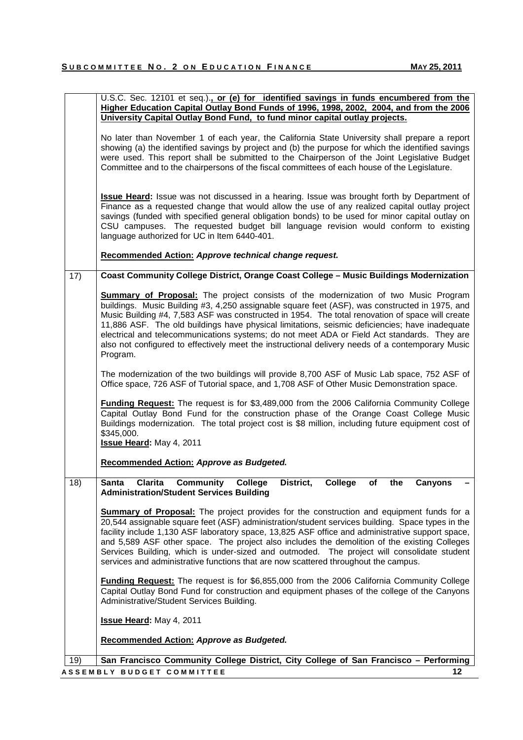| | |
|---|---|
| | U.S.C. Sec. 12101 et seq.)**, or (e) for identified savings in funds encumbered from the Higher Education Capital Outlay Bond Funds of 1996, 1998, 2002, 2004, and from the 2006 University Capital Outlay Bond Fund, to fund minor capital outlay projects.**<br><br>No later than November 1 of each year, the California State University shall prepare a report showing (a) the identified savings by project and (b) the purpose for which the identified savings were used. This report shall be submitted to the Chairperson of the Joint Legislative Budget Committee and to the chairpersons of the fiscal committees of each house of the Legislature.<br><br>**Issue Heard:** Issue was not discussed in a hearing. Issue was brought forth by Department of Finance as a requested change that would allow the use of any realized capital outlay project savings (funded with specified general obligation bonds) to be used for minor capital outlay on CSU campuses. The requested budget bill language revision would conform to existing language authorized for UC in Item 6440-401.<br><br>**Recommended Action:** ***Approve technical change request.*** |
| 17) | **Coast Community College District, Orange Coast College – Music Buildings Modernization**<br><br>**Summary of Proposal:** The project consists of the modernization of two Music Program buildings. Music Building #3, 4,250 assignable square feet (ASF), was constructed in 1975, and Music Building #4, 7,583 ASF was constructed in 1954. The total renovation of space will create 11,886 ASF. The old buildings have physical limitations, seismic deficiencies; have inadequate electrical and telecommunications systems; do not meet ADA or Field Act standards. They are also not configured to effectively meet the instructional delivery needs of a contemporary Music Program.<br><br>The modernization of the two buildings will provide 8,700 ASF of Music Lab space, 752 ASF of Office space, 726 ASF of Tutorial space, and 1,708 ASF of Other Music Demonstration space.<br><br>**Funding Request:** The request is for $3,489,000 from the 2006 California Community College Capital Outlay Bond Fund for the construction phase of the Orange Coast College Music Buildings modernization. The total project cost is $8 million, including future equipment cost of $345,000.<br>**Issue Heard:** May 4, 2011<br><br>**Recommended Action:** ***Approve as Budgeted.*** |
| 18) | **Santa Clarita Community College District, College of the Canyons – Administration/Student Services Building**<br><br>**Summary of Proposal:** The project provides for the construction and equipment funds for a 20,544 assignable square feet (ASF) administration/student services building. Space types in the facility include 1,130 ASF laboratory space, 13,825 ASF office and administrative support space, and 5,589 ASF other space. The project also includes the demolition of the existing Colleges Services Building, which is under-sized and outmoded. The project will consolidate student services and administrative functions that are now scattered throughout the campus.<br><br>**Funding Request:** The request is for $6,855,000 from the 2006 California Community College Capital Outlay Bond Fund for construction and equipment phases of the college of the Canyons Administrative/Student Services Building.<br><br>**Issue Heard:** May 4, 2011<br><br>**Recommended Action:** ***Approve as Budgeted.*** |
| 19) | **San Francisco Community College District, City College of San Francisco – Performing** |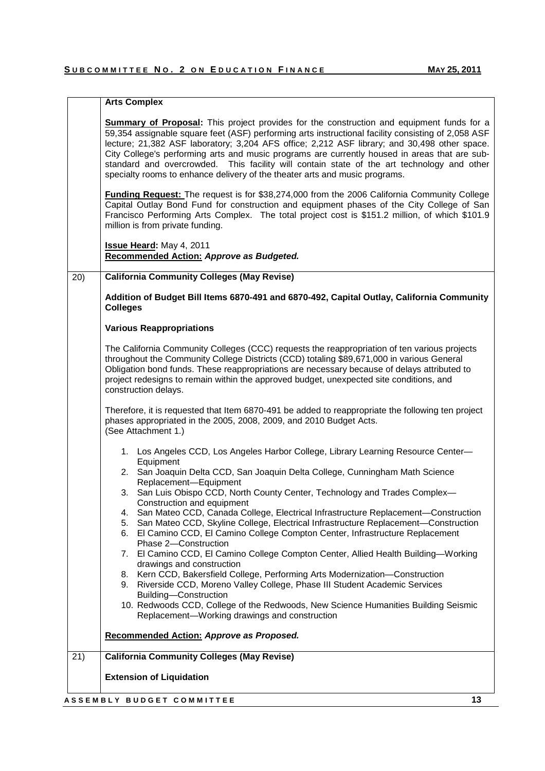**Arts Complex**

**Summary of Proposal:** This project provides for the construction and equipment funds for a 59,354 assignable square feet (ASF) performing arts instructional facility consisting of 2,058 ASF lecture; 21,382 ASF laboratory; 3,204 AFS office; 2,212 ASF library; and 30,498 other space. City College's performing arts and music programs are currently housed in areas that are sub-standard and overcrowded. This facility will contain state of the art technology and other specialty rooms to enhance delivery of the theater arts and music programs.

**Funding Request:** The request is for $38,274,000 from the 2006 California Community College Capital Outlay Bond Fund for construction and equipment phases of the City College of San Francisco Performing Arts Complex. The total project cost is $151.2 million, of which $101.9 million is from private funding.

**Issue Heard:** May 4, 2011
**Recommended Action:** ***Approve as Budgeted.***

20) **California Community Colleges (May Revise)**

**Addition of Budget Bill Items 6870-491 and 6870-492, Capital Outlay, California Community Colleges**

**Various Reappropriations**

The California Community Colleges (CCC) requests the reappropriation of ten various projects throughout the Community College Districts (CCD) totaling $89,671,000 in various General Obligation bond funds. These reappropriations are necessary because of delays attributed to project redesigns to remain within the approved budget, unexpected site conditions, and construction delays.

Therefore, it is requested that Item 6870-491 be added to reappropriate the following ten project phases appropriated in the 2005, 2008, 2009, and 2010 Budget Acts.
(See Attachment 1.)

1. Los Angeles CCD, Los Angeles Harbor College, Library Learning Resource Center—Equipment
2. San Joaquin Delta CCD, San Joaquin Delta College, Cunningham Math Science Replacement—Equipment
3. San Luis Obispo CCD, North County Center, Technology and Trades Complex—Construction and equipment
4. San Mateo CCD, Canada College, Electrical Infrastructure Replacement—Construction
5. San Mateo CCD, Skyline College, Electrical Infrastructure Replacement—Construction
6. El Camino CCD, El Camino College Compton Center, Infrastructure Replacement Phase 2—Construction
7. El Camino CCD, El Camino College Compton Center, Allied Health Building—Working drawings and construction
8. Kern CCD, Bakersfield College, Performing Arts Modernization—Construction
9. Riverside CCD, Moreno Valley College, Phase III Student Academic Services Building—Construction
10. Redwoods CCD, College of the Redwoods, New Science Humanities Building Seismic Replacement—Working drawings and construction

**Recommended Action:** ***Approve as Proposed.***

21) **California Community Colleges (May Revise)**

**Extension of Liquidation**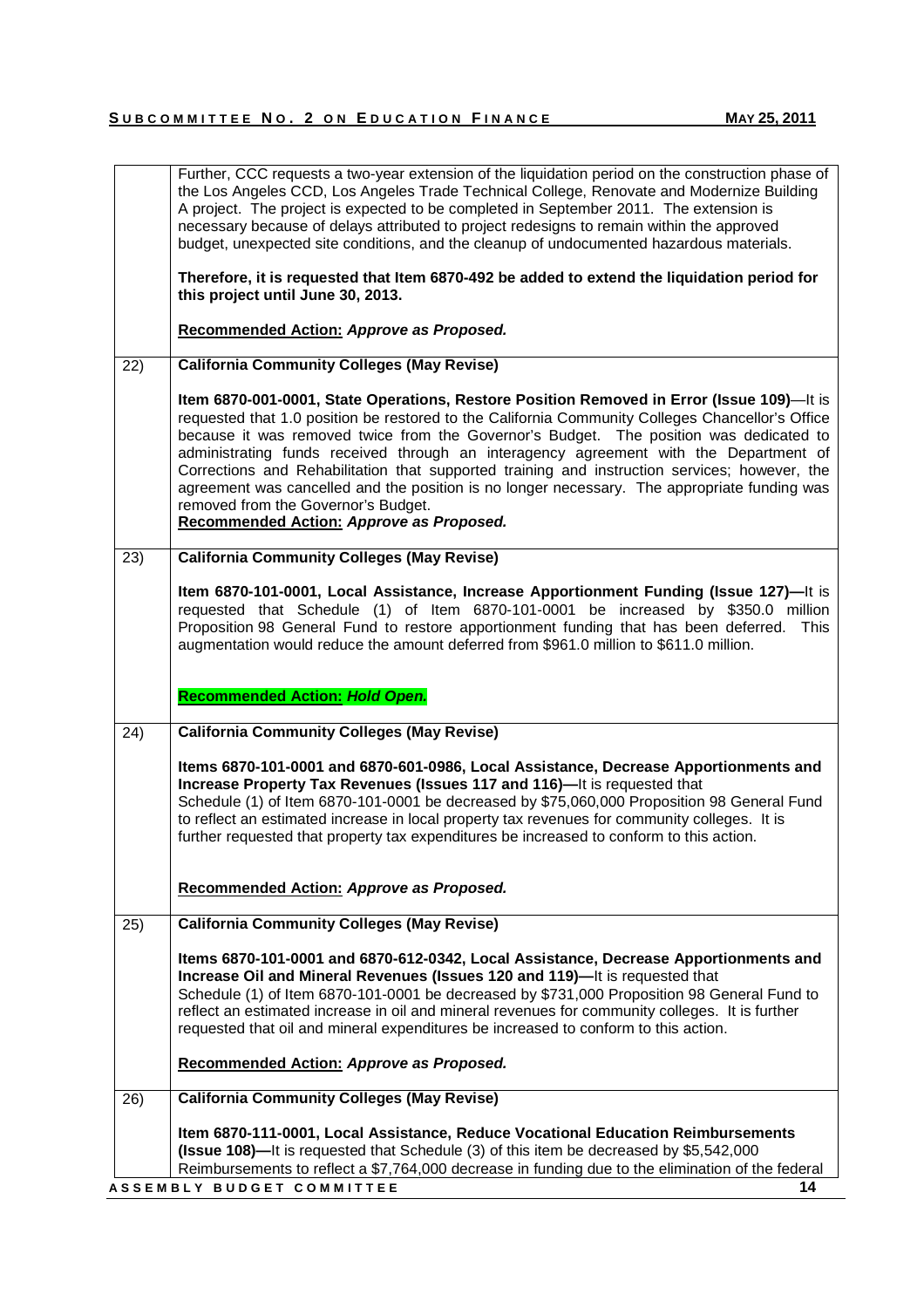| | |
|---|---|
| | Further, CCC requests a two-year extension of the liquidation period on the construction phase of the Los Angeles CCD, Los Angeles Trade Technical College, Renovate and Modernize Building A project. The project is expected to be completed in September 2011. The extension is necessary because of delays attributed to project redesigns to remain within the approved budget, unexpected site conditions, and the cleanup of undocumented hazardous materials.<br><br>**Therefore, it is requested that Item 6870-492 be added to extend the liquidation period for this project until June 30, 2013.**<br><br>**Recommended Action:** ***Approve as Proposed.*** |
| 22) | **California Community Colleges (May Revise)**<br><br>**Item 6870-001-0001, State Operations, Restore Position Removed in Error (Issue 109)**—It is requested that 1.0 position be restored to the California Community Colleges Chancellor's Office because it was removed twice from the Governor's Budget. The position was dedicated to administrating funds received through an interagency agreement with the Department of Corrections and Rehabilitation that supported training and instruction services; however, the agreement was cancelled and the position is no longer necessary. The appropriate funding was removed from the Governor's Budget.<br>**Recommended Action:** ***Approve as Proposed.*** |
| 23) | **California Community Colleges (May Revise)**<br><br>**Item 6870-101-0001, Local Assistance, Increase Apportionment Funding (Issue 127)—**It is requested that Schedule (1) of Item 6870-101-0001 be increased by $350.0 million Proposition 98 General Fund to restore apportionment funding that has been deferred. This augmentation would reduce the amount deferred from $961.0 million to $611.0 million.<br><br>**Recommended Action:** ***Hold Open.*** |
| 24) | **California Community Colleges (May Revise)**<br><br>**Items 6870-101-0001 and 6870-601-0986, Local Assistance, Decrease Apportionments and Increase Property Tax Revenues (Issues 117 and 116)—**It is requested that Schedule (1) of Item 6870-101-0001 be decreased by $75,060,000 Proposition 98 General Fund to reflect an estimated increase in local property tax revenues for community colleges. It is further requested that property tax expenditures be increased to conform to this action.<br><br>**Recommended Action:** ***Approve as Proposed.*** |
| 25) | **California Community Colleges (May Revise)**<br><br>**Items 6870-101-0001 and 6870-612-0342, Local Assistance, Decrease Apportionments and Increase Oil and Mineral Revenues (Issues 120 and 119)—**It is requested that Schedule (1) of Item 6870-101-0001 be decreased by $731,000 Proposition 98 General Fund to reflect an estimated increase in oil and mineral revenues for community colleges. It is further requested that oil and mineral expenditures be increased to conform to this action.<br><br>**Recommended Action:** ***Approve as Proposed.*** |
| 26) | **California Community Colleges (May Revise)**<br><br>**Item 6870-111-0001, Local Assistance, Reduce Vocational Education Reimbursements (Issue 108)—**It is requested that Schedule (3) of this item be decreased by $5,542,000 Reimbursements to reflect a $7,764,000 decrease in funding due to the elimination of the federal |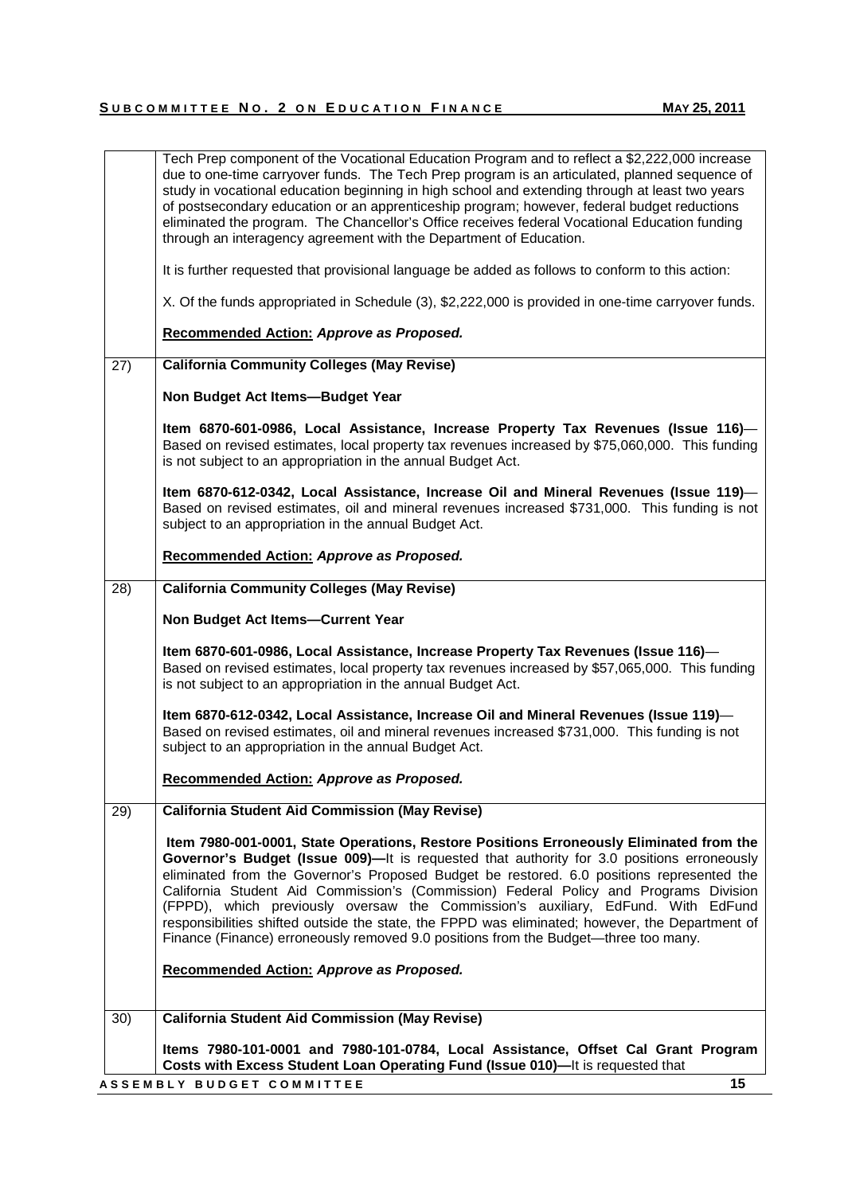| | |
|---|---|
| | Tech Prep component of the Vocational Education Program and to reflect a $2,222,000 increase due to one-time carryover funds. The Tech Prep program is an articulated, planned sequence of study in vocational education beginning in high school and extending through at least two years of postsecondary education or an apprenticeship program; however, federal budget reductions eliminated the program. The Chancellor's Office receives federal Vocational Education funding through an interagency agreement with the Department of Education.<br><br>It is further requested that provisional language be added as follows to conform to this action:<br><br>X. Of the funds appropriated in Schedule (3), $2,222,000 is provided in one-time carryover funds.<br><br>**Recommended Action:** ***Approve as Proposed.*** |
| 27) | **California Community Colleges (May Revise)**<br><br>**Non Budget Act Items—Budget Year**<br><br>**Item 6870-601-0986, Local Assistance, Increase Property Tax Revenues (Issue 116)**— Based on revised estimates, local property tax revenues increased by $75,060,000. This funding is not subject to an appropriation in the annual Budget Act.<br><br>**Item 6870-612-0342, Local Assistance, Increase Oil and Mineral Revenues (Issue 119)**— Based on revised estimates, oil and mineral revenues increased $731,000. This funding is not subject to an appropriation in the annual Budget Act.<br><br>**Recommended Action:** ***Approve as Proposed.*** |
| 28) | **California Community Colleges (May Revise)**<br><br>**Non Budget Act Items—Current Year**<br><br>**Item 6870-601-0986, Local Assistance, Increase Property Tax Revenues (Issue 116)**— Based on revised estimates, local property tax revenues increased by $57,065,000. This funding is not subject to an appropriation in the annual Budget Act.<br><br>**Item 6870-612-0342, Local Assistance, Increase Oil and Mineral Revenues (Issue 119)**— Based on revised estimates, oil and mineral revenues increased $731,000. This funding is not subject to an appropriation in the annual Budget Act.<br><br>**Recommended Action:** ***Approve as Proposed.*** |
| 29) | **California Student Aid Commission (May Revise)**<br><br>**Item 7980-001-0001, State Operations, Restore Positions Erroneously Eliminated from the Governor's Budget (Issue 009)—**It is requested that authority for 3.0 positions erroneously eliminated from the Governor's Proposed Budget be restored. 6.0 positions represented the California Student Aid Commission's (Commission) Federal Policy and Programs Division (FPPD), which previously oversaw the Commission's auxiliary, EdFund. With EdFund responsibilities shifted outside the state, the FPPD was eliminated; however, the Department of Finance (Finance) erroneously removed 9.0 positions from the Budget—three too many.<br><br>**Recommended Action:** ***Approve as Proposed.*** |
| 30) | **California Student Aid Commission (May Revise)**<br><br>**Items 7980-101-0001 and 7980-101-0784, Local Assistance, Offset Cal Grant Program Costs with Excess Student Loan Operating Fund (Issue 010)—**It is requested that |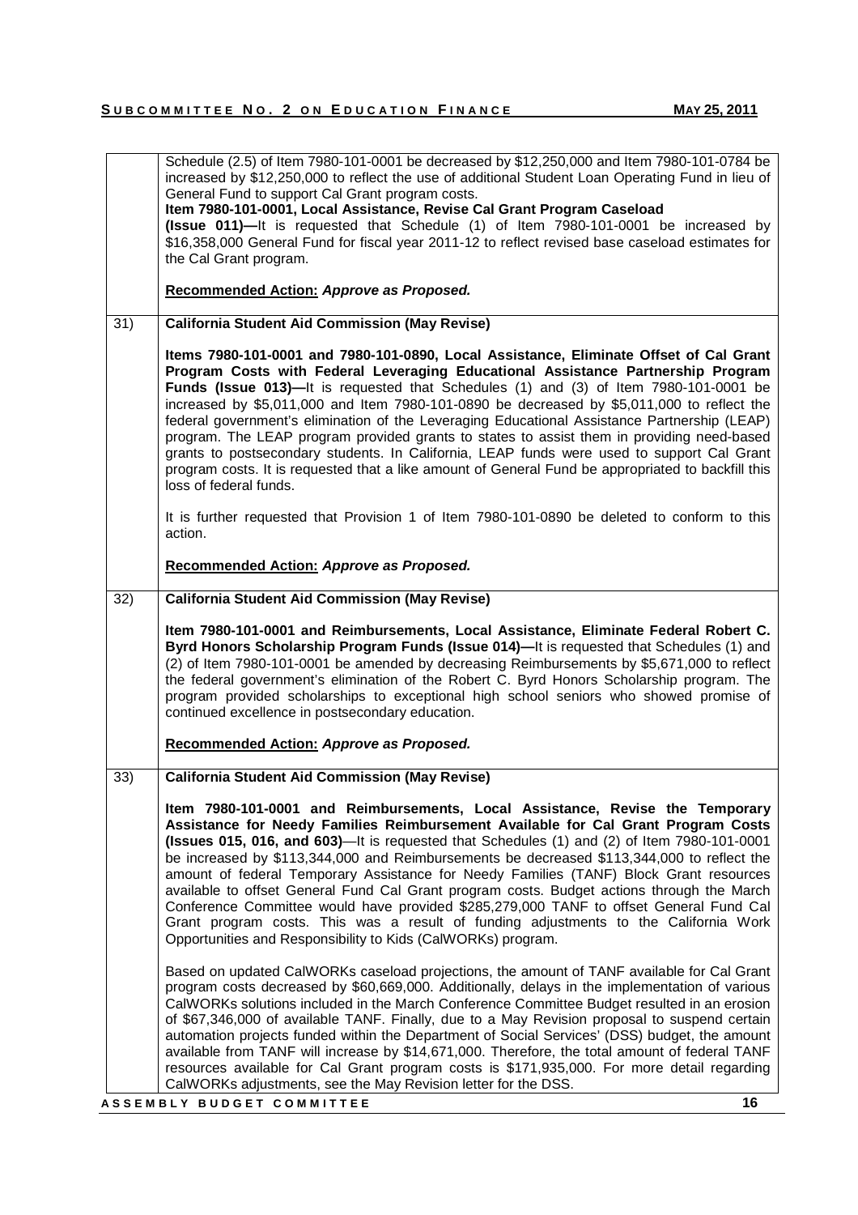| | |
|---|---|
| | Schedule (2.5) of Item 7980-101-0001 be decreased by $12,250,000 and Item 7980-101-0784 be increased by $12,250,000 to reflect the use of additional Student Loan Operating Fund in lieu of General Fund to support Cal Grant program costs.<br>**Item 7980-101-0001, Local Assistance, Revise Cal Grant Program Caseload (Issue 011)—**It is requested that Schedule (1) of Item 7980-101-0001 be increased by $16,358,000 General Fund for fiscal year 2011-12 to reflect revised base caseload estimates for the Cal Grant program.<br><br>**Recommended Action:** ***Approve as Proposed.*** |
| 31) | **California Student Aid Commission (May Revise)**<br><br>**Items 7980-101-0001 and 7980-101-0890, Local Assistance, Eliminate Offset of Cal Grant Program Costs with Federal Leveraging Educational Assistance Partnership Program Funds (Issue 013)—**It is requested that Schedules (1) and (3) of Item 7980-101-0001 be increased by $5,011,000 and Item 7980-101-0890 be decreased by $5,011,000 to reflect the federal government's elimination of the Leveraging Educational Assistance Partnership (LEAP) program. The LEAP program provided grants to states to assist them in providing need-based grants to postsecondary students. In California, LEAP funds were used to support Cal Grant program costs. It is requested that a like amount of General Fund be appropriated to backfill this loss of federal funds.<br><br>It is further requested that Provision 1 of Item 7980-101-0890 be deleted to conform to this action.<br><br>**Recommended Action:** ***Approve as Proposed.*** |
| 32) | **California Student Aid Commission (May Revise)**<br><br>**Item 7980-101-0001 and Reimbursements, Local Assistance, Eliminate Federal Robert C. Byrd Honors Scholarship Program Funds (Issue 014)—**It is requested that Schedules (1) and (2) of Item 7980-101-0001 be amended by decreasing Reimbursements by $5,671,000 to reflect the federal government's elimination of the Robert C. Byrd Honors Scholarship program. The program provided scholarships to exceptional high school seniors who showed promise of continued excellence in postsecondary education.<br><br>**Recommended Action:** ***Approve as Proposed.*** |
| 33) | **California Student Aid Commission (May Revise)**<br><br>**Item 7980-101-0001 and Reimbursements, Local Assistance, Revise the Temporary Assistance for Needy Families Reimbursement Available for Cal Grant Program Costs (Issues 015, 016, and 603)**—It is requested that Schedules (1) and (2) of Item 7980-101-0001 be increased by $113,344,000 and Reimbursements be decreased $113,344,000 to reflect the amount of federal Temporary Assistance for Needy Families (TANF) Block Grant resources available to offset General Fund Cal Grant program costs. Budget actions through the March Conference Committee would have provided $285,279,000 TANF to offset General Fund Cal Grant program costs. This was a result of funding adjustments to the California Work Opportunities and Responsibility to Kids (CalWORKs) program.<br><br>Based on updated CalWORKs caseload projections, the amount of TANF available for Cal Grant program costs decreased by $60,669,000. Additionally, delays in the implementation of various CalWORKs solutions included in the March Conference Committee Budget resulted in an erosion of $67,346,000 of available TANF. Finally, due to a May Revision proposal to suspend certain automation projects funded within the Department of Social Services' (DSS) budget, the amount available from TANF will increase by $14,671,000. Therefore, the total amount of federal TANF resources available for Cal Grant program costs is $171,935,000. For more detail regarding CalWORKs adjustments, see the May Revision letter for the DSS. |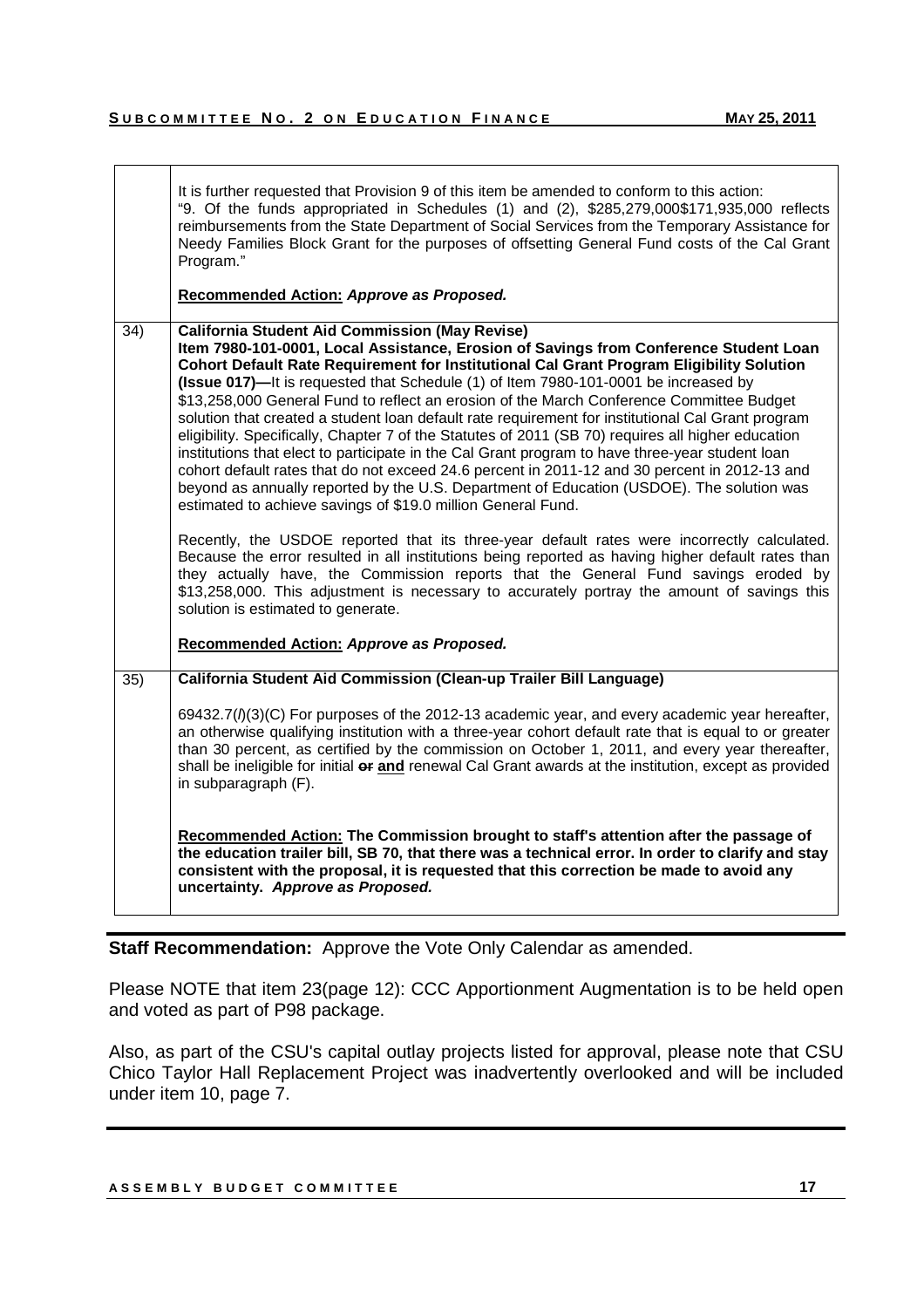| | |
|---|---|
| | It is further requested that Provision 9 of this item be amended to conform to this action:<br>"9. Of the funds appropriated in Schedules (1) and (2), \$285,279,000\$171,935,000 reflects reimbursements from the State Department of Social Services from the Temporary Assistance for Needy Families Block Grant for the purposes of offsetting General Fund costs of the Cal Grant Program."<br><br>**Recommended Action:** ***Approve as Proposed.*** |
| 34) | **California Student Aid Commission (May Revise)**<br>**Item 7980-101-0001, Local Assistance, Erosion of Savings from Conference Student Loan Cohort Default Rate Requirement for Institutional Cal Grant Program Eligibility Solution (Issue 017)—**It is requested that Schedule (1) of Item 7980-101-0001 be increased by \$13,258,000 General Fund to reflect an erosion of the March Conference Committee Budget solution that created a student loan default rate requirement for institutional Cal Grant program eligibility. Specifically, Chapter 7 of the Statutes of 2011 (SB 70) requires all higher education institutions that elect to participate in the Cal Grant program to have three-year student loan cohort default rates that do not exceed 24.6 percent in 2011-12 and 30 percent in 2012-13 and beyond as annually reported by the U.S. Department of Education (USDOE). The solution was estimated to achieve savings of \$19.0 million General Fund.<br><br>Recently, the USDOE reported that its three-year default rates were incorrectly calculated. Because the error resulted in all institutions being reported as having higher default rates than they actually have, the Commission reports that the General Fund savings eroded by \$13,258,000. This adjustment is necessary to accurately portray the amount of savings this solution is estimated to generate.<br><br>**Recommended Action:** ***Approve as Proposed.*** |
| 35) | **California Student Aid Commission (Clean-up Trailer Bill Language)**<br><br>69432.7(*l*)(3)(C) For purposes of the 2012-13 academic year, and every academic year hereafter, an otherwise qualifying institution with a three-year cohort default rate that is equal to or greater than 30 percent, as certified by the commission on October 1, 2011, and every year thereafter, shall be ineligible for initial ~~or~~ **and** renewal Cal Grant awards at the institution, except as provided in subparagraph (F).<br><br>**Recommended Action: The Commission brought to staff's attention after the passage of the education trailer bill, SB 70, that there was a technical error. In order to clarify and stay consistent with the proposal, it is requested that this correction be made to avoid any uncertainty.** ***Approve as Proposed.*** |

**Staff Recommendation:** Approve the Vote Only Calendar as amended.

Please NOTE that item 23(page 12): CCC Apportionment Augmentation is to be held open and voted as part of P98 package.

Also, as part of the CSU's capital outlay projects listed for approval, please note that CSU Chico Taylor Hall Replacement Project was inadvertently overlooked and will be included under item 10, page 7.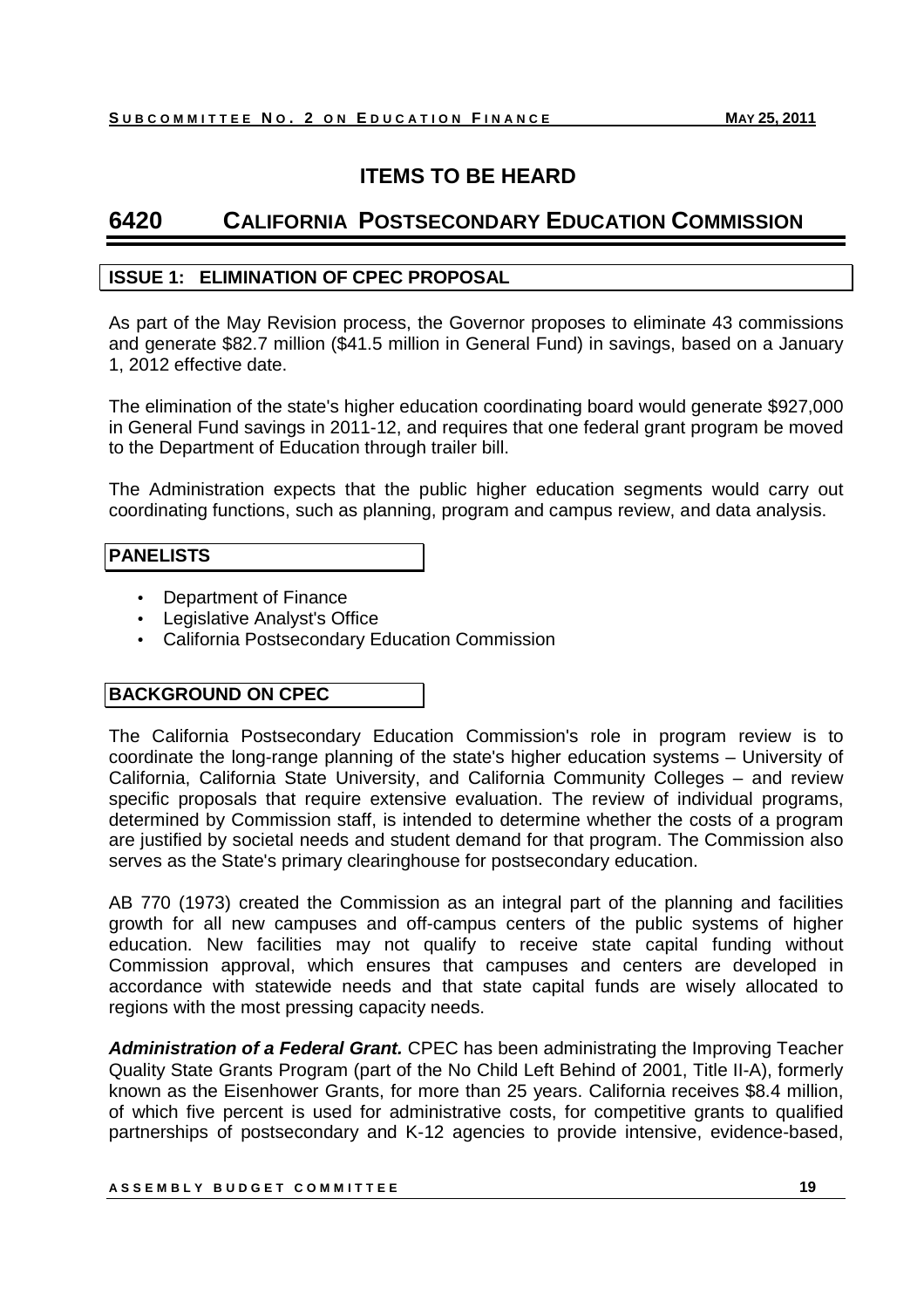# ITEMS TO BE HEARD

## 6420 CALIFORNIA POSTSECONDARY EDUCATION COMMISSION

### ISSUE 1: ELIMINATION OF CPEC PROPOSAL

As part of the May Revision process, the Governor proposes to eliminate 43 commissions and generate $82.7 million ($41.5 million in General Fund) in savings, based on a January 1, 2012 effective date.

The elimination of the state's higher education coordinating board would generate $927,000 in General Fund savings in 2011-12, and requires that one federal grant program be moved to the Department of Education through trailer bill.

The Administration expects that the public higher education segments would carry out coordinating functions, such as planning, program and campus review, and data analysis.

### PANELISTS

- Department of Finance
- Legislative Analyst's Office
- California Postsecondary Education Commission

### BACKGROUND ON CPEC

The California Postsecondary Education Commission's role in program review is to coordinate the long-range planning of the state's higher education systems – University of California, California State University, and California Community Colleges – and review specific proposals that require extensive evaluation. The review of individual programs, determined by Commission staff, is intended to determine whether the costs of a program are justified by societal needs and student demand for that program. The Commission also serves as the State's primary clearinghouse for postsecondary education.

AB 770 (1973) created the Commission as an integral part of the planning and facilities growth for all new campuses and off-campus centers of the public systems of higher education. New facilities may not qualify to receive state capital funding without Commission approval, which ensures that campuses and centers are developed in accordance with statewide needs and that state capital funds are wisely allocated to regions with the most pressing capacity needs.

***Administration of a Federal Grant.*** CPEC has been administrating the Improving Teacher Quality State Grants Program (part of the No Child Left Behind of 2001, Title II-A), formerly known as the Eisenhower Grants, for more than 25 years. California receives $8.4 million, of which five percent is used for administrative costs, for competitive grants to qualified partnerships of postsecondary and K-12 agencies to provide intensive, evidence-based,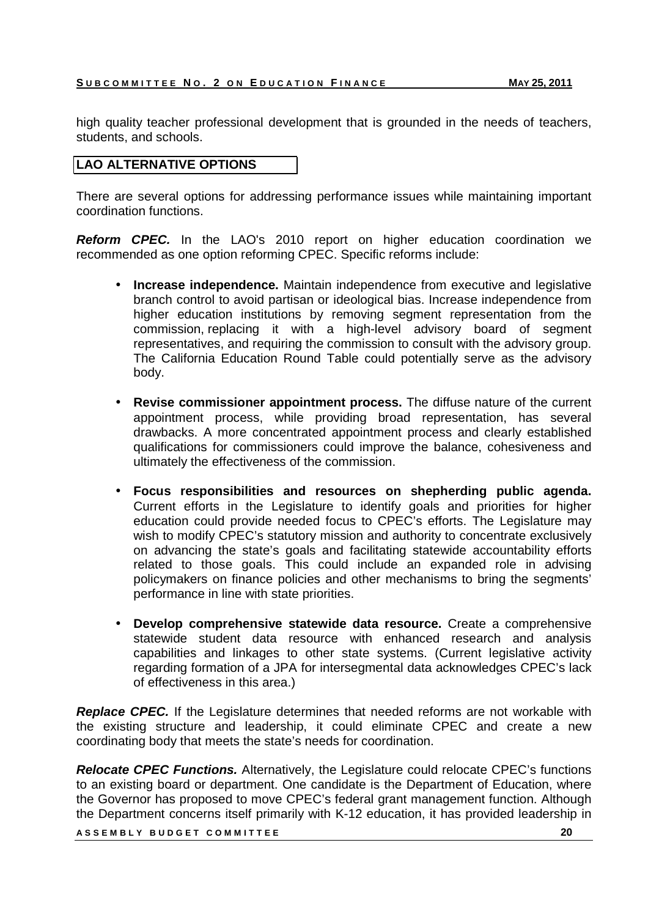high quality teacher professional development that is grounded in the needs of teachers, students, and schools.

**LAO ALTERNATIVE OPTIONS**

There are several options for addressing performance issues while maintaining important coordination functions.

***Reform CPEC.*** In the LAO's 2010 report on higher education coordination we recommended as one option reforming CPEC. Specific reforms include:

- **Increase independence.** Maintain independence from executive and legislative branch control to avoid partisan or ideological bias. Increase independence from higher education institutions by removing segment representation from the commission, replacing it with a high-level advisory board of segment representatives, and requiring the commission to consult with the advisory group. The California Education Round Table could potentially serve as the advisory body.

- **Revise commissioner appointment process.** The diffuse nature of the current appointment process, while providing broad representation, has several drawbacks. A more concentrated appointment process and clearly established qualifications for commissioners could improve the balance, cohesiveness and ultimately the effectiveness of the commission.

- **Focus responsibilities and resources on shepherding public agenda.** Current efforts in the Legislature to identify goals and priorities for higher education could provide needed focus to CPEC's efforts. The Legislature may wish to modify CPEC's statutory mission and authority to concentrate exclusively on advancing the state's goals and facilitating statewide accountability efforts related to those goals. This could include an expanded role in advising policymakers on finance policies and other mechanisms to bring the segments' performance in line with state priorities.

- **Develop comprehensive statewide data resource.** Create a comprehensive statewide student data resource with enhanced research and analysis capabilities and linkages to other state systems. (Current legislative activity regarding formation of a JPA for intersegmental data acknowledges CPEC's lack of effectiveness in this area.)

***Replace CPEC.*** If the Legislature determines that needed reforms are not workable with the existing structure and leadership, it could eliminate CPEC and create a new coordinating body that meets the state's needs for coordination.

***Relocate CPEC Functions.*** Alternatively, the Legislature could relocate CPEC's functions to an existing board or department. One candidate is the Department of Education, where the Governor has proposed to move CPEC's federal grant management function. Although the Department concerns itself primarily with K-12 education, it has provided leadership in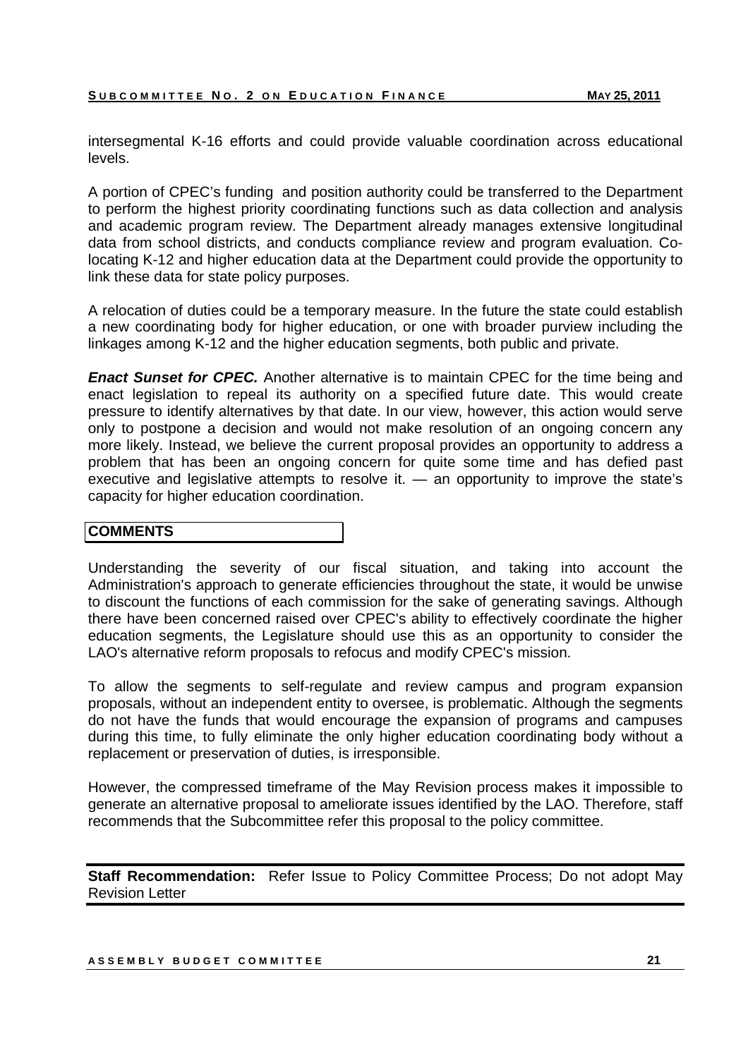intersegmental K-16 efforts and could provide valuable coordination across educational levels.

A portion of CPEC's funding and position authority could be transferred to the Department to perform the highest priority coordinating functions such as data collection and analysis and academic program review. The Department already manages extensive longitudinal data from school districts, and conducts compliance review and program evaluation. Co-locating K-12 and higher education data at the Department could provide the opportunity to link these data for state policy purposes.

A relocation of duties could be a temporary measure. In the future the state could establish a new coordinating body for higher education, or one with broader purview including the linkages among K-12 and the higher education segments, both public and private.

***Enact Sunset for CPEC.*** Another alternative is to maintain CPEC for the time being and enact legislation to repeal its authority on a specified future date. This would create pressure to identify alternatives by that date. In our view, however, this action would serve only to postpone a decision and would not make resolution of an ongoing concern any more likely. Instead, we believe the current proposal provides an opportunity to address a problem that has been an ongoing concern for quite some time and has defied past executive and legislative attempts to resolve it. — an opportunity to improve the state's capacity for higher education coordination.

## COMMENTS

Understanding the severity of our fiscal situation, and taking into account the Administration's approach to generate efficiencies throughout the state, it would be unwise to discount the functions of each commission for the sake of generating savings. Although there have been concerned raised over CPEC's ability to effectively coordinate the higher education segments, the Legislature should use this as an opportunity to consider the LAO's alternative reform proposals to refocus and modify CPEC's mission.

To allow the segments to self-regulate and review campus and program expansion proposals, without an independent entity to oversee, is problematic. Although the segments do not have the funds that would encourage the expansion of programs and campuses during this time, to fully eliminate the only higher education coordinating body without a replacement or preservation of duties, is irresponsible.

However, the compressed timeframe of the May Revision process makes it impossible to generate an alternative proposal to ameliorate issues identified by the LAO. Therefore, staff recommends that the Subcommittee refer this proposal to the policy committee.

**Staff Recommendation:** Refer Issue to Policy Committee Process; Do not adopt May Revision Letter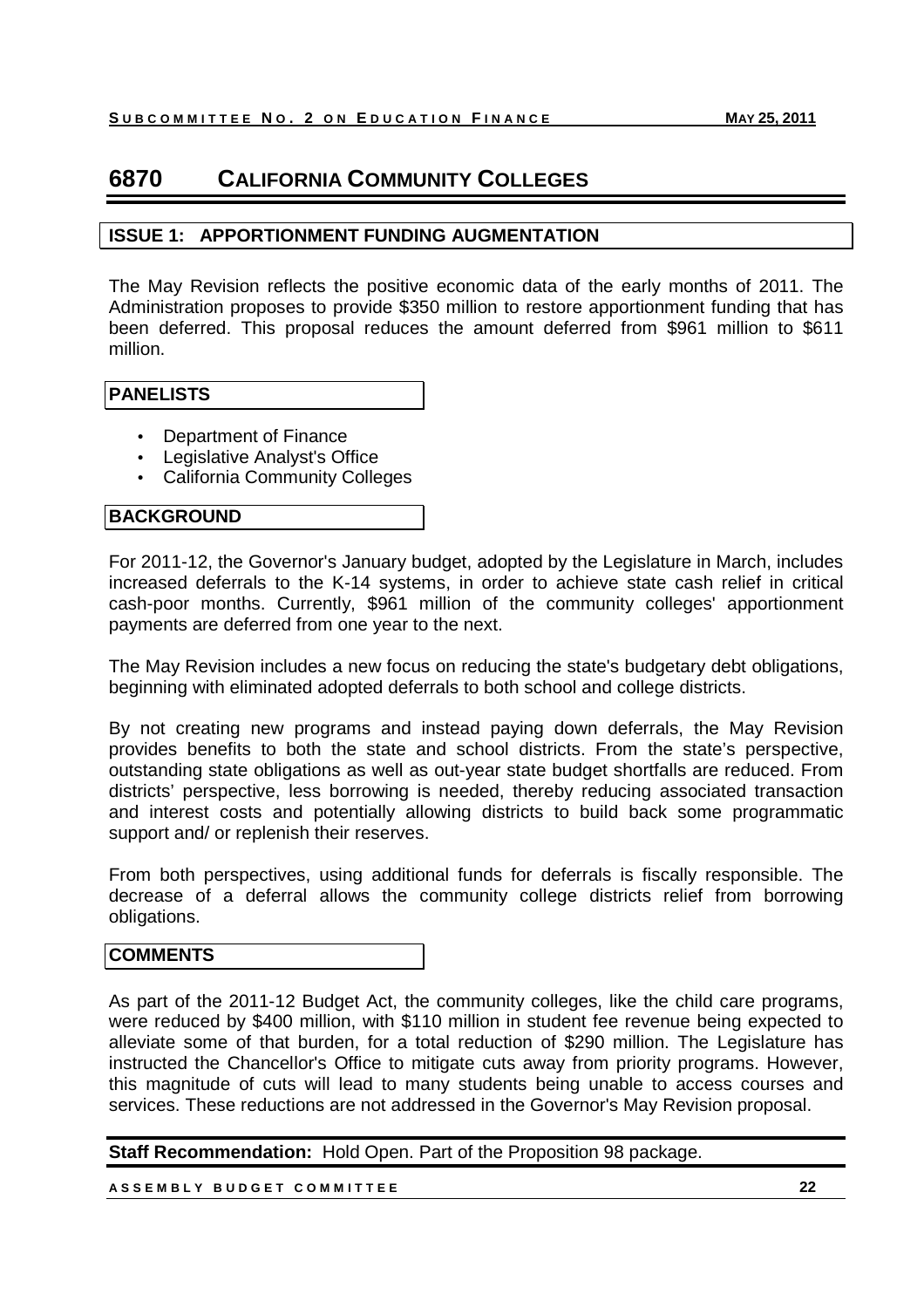# 6870 CALIFORNIA COMMUNITY COLLEGES

## ISSUE 1: APPORTIONMENT FUNDING AUGMENTATION

The May Revision reflects the positive economic data of the early months of 2011. The Administration proposes to provide $350 million to restore apportionment funding that has been deferred. This proposal reduces the amount deferred from $961 million to $611 million.

### PANELISTS

- Department of Finance
- Legislative Analyst's Office
- California Community Colleges

### BACKGROUND

For 2011-12, the Governor's January budget, adopted by the Legislature in March, includes increased deferrals to the K-14 systems, in order to achieve state cash relief in critical cash-poor months. Currently, $961 million of the community colleges' apportionment payments are deferred from one year to the next.

The May Revision includes a new focus on reducing the state's budgetary debt obligations, beginning with eliminated adopted deferrals to both school and college districts.

By not creating new programs and instead paying down deferrals, the May Revision provides benefits to both the state and school districts. From the state's perspective, outstanding state obligations as well as out-year state budget shortfalls are reduced. From districts' perspective, less borrowing is needed, thereby reducing associated transaction and interest costs and potentially allowing districts to build back some programmatic support and/ or replenish their reserves.

From both perspectives, using additional funds for deferrals is fiscally responsible. The decrease of a deferral allows the community college districts relief from borrowing obligations.

### COMMENTS

As part of the 2011-12 Budget Act, the community colleges, like the child care programs, were reduced by $400 million, with $110 million in student fee revenue being expected to alleviate some of that burden, for a total reduction of $290 million. The Legislature has instructed the Chancellor's Office to mitigate cuts away from priority programs. However, this magnitude of cuts will lead to many students being unable to access courses and services. These reductions are not addressed in the Governor's May Revision proposal.

**Staff Recommendation:** Hold Open. Part of the Proposition 98 package.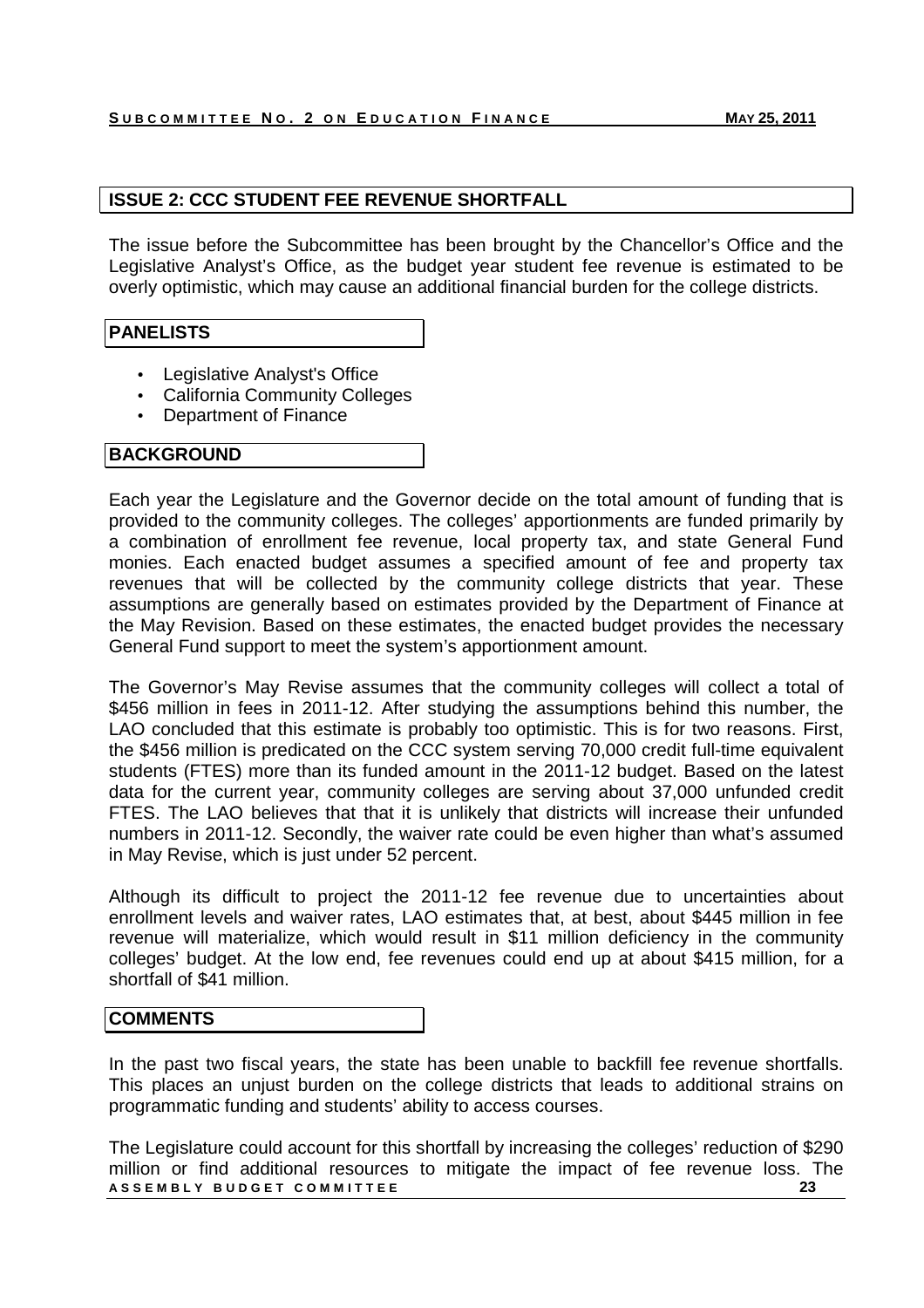## ISSUE 2: CCC STUDENT FEE REVENUE SHORTFALL

The issue before the Subcommittee has been brought by the Chancellor's Office and the Legislative Analyst's Office, as the budget year student fee revenue is estimated to be overly optimistic, which may cause an additional financial burden for the college districts.

## PANELISTS

- Legislative Analyst's Office
- California Community Colleges
- Department of Finance

## BACKGROUND

Each year the Legislature and the Governor decide on the total amount of funding that is provided to the community colleges. The colleges' apportionments are funded primarily by a combination of enrollment fee revenue, local property tax, and state General Fund monies. Each enacted budget assumes a specified amount of fee and property tax revenues that will be collected by the community college districts that year. These assumptions are generally based on estimates provided by the Department of Finance at the May Revision. Based on these estimates, the enacted budget provides the necessary General Fund support to meet the system's apportionment amount.

The Governor's May Revise assumes that the community colleges will collect a total of $456 million in fees in 2011-12. After studying the assumptions behind this number, the LAO concluded that this estimate is probably too optimistic. This is for two reasons. First, the $456 million is predicated on the CCC system serving 70,000 credit full-time equivalent students (FTES) more than its funded amount in the 2011-12 budget. Based on the latest data for the current year, community colleges are serving about 37,000 unfunded credit FTES. The LAO believes that that it is unlikely that districts will increase their unfunded numbers in 2011-12. Secondly, the waiver rate could be even higher than what's assumed in May Revise, which is just under 52 percent.

Although its difficult to project the 2011-12 fee revenue due to uncertainties about enrollment levels and waiver rates, LAO estimates that, at best, about $445 million in fee revenue will materialize, which would result in $11 million deficiency in the community colleges' budget. At the low end, fee revenues could end up at about $415 million, for a shortfall of $41 million.

## COMMENTS

In the past two fiscal years, the state has been unable to backfill fee revenue shortfalls. This places an unjust burden on the college districts that leads to additional strains on programmatic funding and students' ability to access courses.

The Legislature could account for this shortfall by increasing the colleges' reduction of $290 million or find additional resources to mitigate the impact of fee revenue loss. The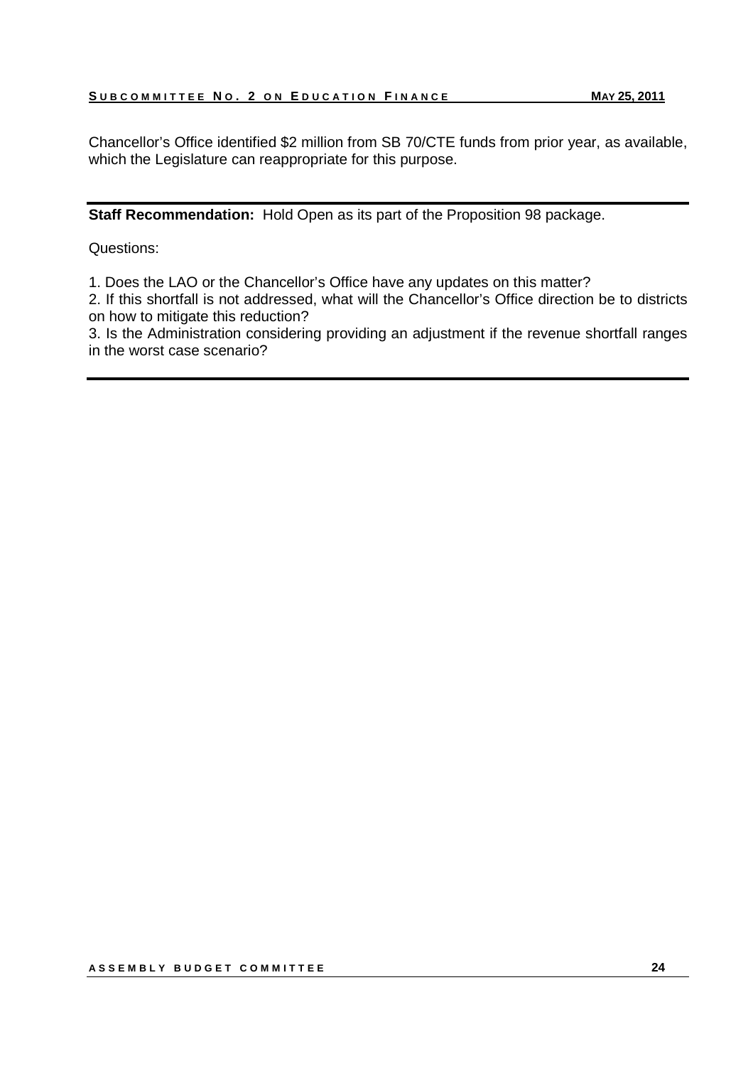Chancellor's Office identified $2 million from SB 70/CTE funds from prior year, as available, which the Legislature can reappropriate for this purpose.

---

**Staff Recommendation:** Hold Open as its part of the Proposition 98 package.

Questions:

1. Does the LAO or the Chancellor's Office have any updates on this matter?
2. If this shortfall is not addressed, what will the Chancellor's Office direction be to districts on how to mitigate this reduction?
3. Is the Administration considering providing an adjustment if the revenue shortfall ranges in the worst case scenario?

---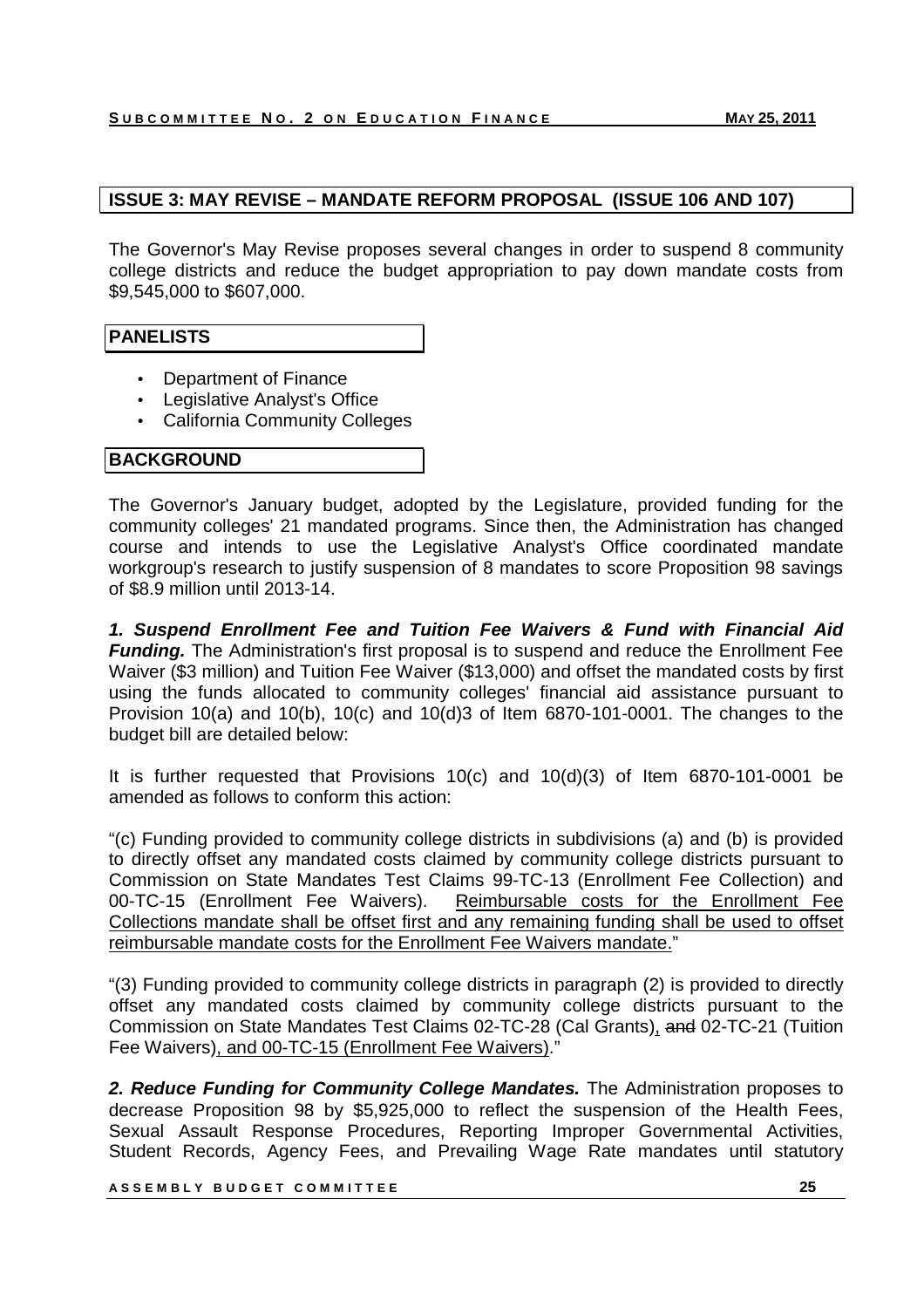## ISSUE 3: MAY REVISE – MANDATE REFORM PROPOSAL (ISSUE 106 AND 107)

The Governor's May Revise proposes several changes in order to suspend 8 community college districts and reduce the budget appropriation to pay down mandate costs from $9,545,000 to $607,000.

### PANELISTS

- Department of Finance
- Legislative Analyst's Office
- California Community Colleges

### BACKGROUND

The Governor's January budget, adopted by the Legislature, provided funding for the community colleges' 21 mandated programs. Since then, the Administration has changed course and intends to use the Legislative Analyst's Office coordinated mandate workgroup's research to justify suspension of 8 mandates to score Proposition 98 savings of $8.9 million until 2013-14.

***1. Suspend Enrollment Fee and Tuition Fee Waivers & Fund with Financial Aid Funding.*** The Administration's first proposal is to suspend and reduce the Enrollment Fee Waiver ($3 million) and Tuition Fee Waiver ($13,000) and offset the mandated costs by first using the funds allocated to community colleges' financial aid assistance pursuant to Provision 10(a) and 10(b), 10(c) and 10(d)3 of Item 6870-101-0001. The changes to the budget bill are detailed below:

It is further requested that Provisions 10(c) and 10(d)(3) of Item 6870-101-0001 be amended as follows to conform this action:

"(c) Funding provided to community college districts in subdivisions (a) and (b) is provided to directly offset any mandated costs claimed by community college districts pursuant to Commission on State Mandates Test Claims 99-TC-13 (Enrollment Fee Collection) and 00-TC-15 (Enrollment Fee Waivers). <u>Reimbursable costs for the Enrollment Fee Collections mandate shall be offset first and any remaining funding shall be used to offset reimbursable mandate costs for the Enrollment Fee Waivers mandate.</u>"

"(3) Funding provided to community college districts in paragraph (2) is provided to directly offset any mandated costs claimed by community college districts pursuant to the Commission on State Mandates Test Claims 02-TC-28 (Cal Grants)<u>,</u> ~~and~~ 02-TC-21 (Tuition Fee Waivers)<u>, and 00-TC-15 (Enrollment Fee Waivers)</u>."

***2. Reduce Funding for Community College Mandates.*** The Administration proposes to decrease Proposition 98 by $5,925,000 to reflect the suspension of the Health Fees, Sexual Assault Response Procedures, Reporting Improper Governmental Activities, Student Records, Agency Fees, and Prevailing Wage Rate mandates until statutory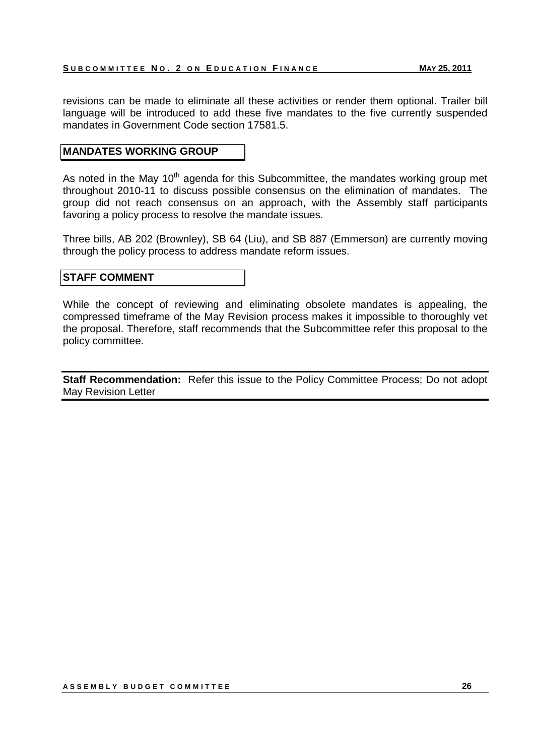revisions can be made to eliminate all these activities or render them optional. Trailer bill language will be introduced to add these five mandates to the five currently suspended mandates in Government Code section 17581.5.

## MANDATES WORKING GROUP

As noted in the May 10th agenda for this Subcommittee, the mandates working group met throughout 2010-11 to discuss possible consensus on the elimination of mandates. The group did not reach consensus on an approach, with the Assembly staff participants favoring a policy process to resolve the mandate issues.

Three bills, AB 202 (Brownley), SB 64 (Liu), and SB 887 (Emmerson) are currently moving through the policy process to address mandate reform issues.

## STAFF COMMENT

While the concept of reviewing and eliminating obsolete mandates is appealing, the compressed timeframe of the May Revision process makes it impossible to thoroughly vet the proposal. Therefore, staff recommends that the Subcommittee refer this proposal to the policy committee.

**Staff Recommendation:** Refer this issue to the Policy Committee Process; Do not adopt May Revision Letter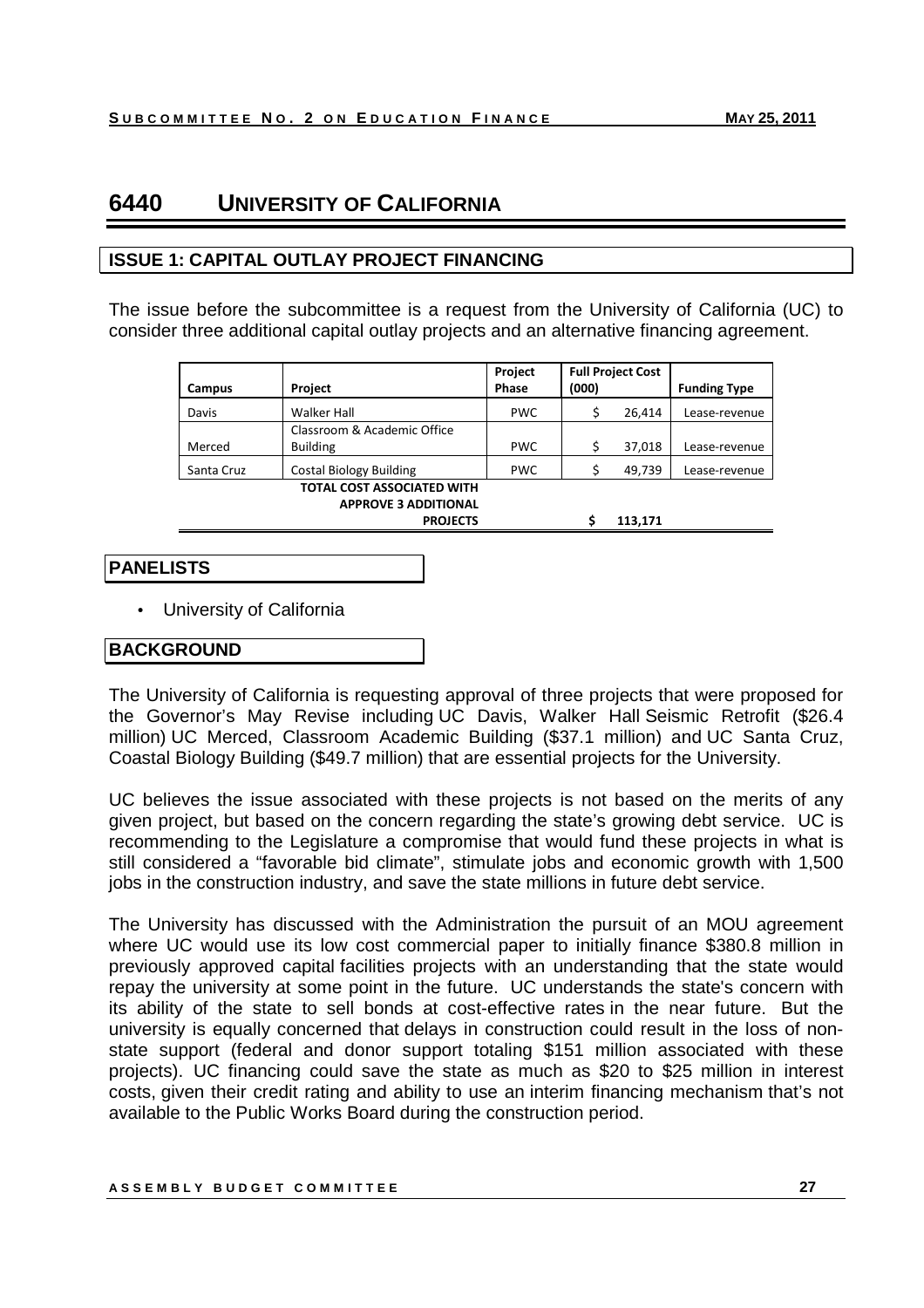# 6440 UNIVERSITY OF CALIFORNIA

## ISSUE 1: CAPITAL OUTLAY PROJECT FINANCING

The issue before the subcommittee is a request from the University of California (UC) to consider three additional capital outlay projects and an alternative financing agreement.

| Campus | Project | Project Phase | Full Project Cost (000) | Funding Type |
|---|---|---|---|---|
| Davis | Walker Hall | PWC | $ 26,414 | Lease-revenue |
| Merced | Classroom & Academic Office Building | PWC | $ 37,018 | Lease-revenue |
| Santa Cruz | Costal Biology Building | PWC | $ 49,739 | Lease-revenue |
| | **TOTAL COST ASSOCIATED WITH APPROVE 3 ADDITIONAL PROJECTS** | | **$ 113,171** | |

## PANELISTS

- University of California

## BACKGROUND

The University of California is requesting approval of three projects that were proposed for the Governor's May Revise including UC Davis, Walker Hall Seismic Retrofit ($26.4 million) UC Merced, Classroom Academic Building ($37.1 million) and UC Santa Cruz, Coastal Biology Building ($49.7 million) that are essential projects for the University.

UC believes the issue associated with these projects is not based on the merits of any given project, but based on the concern regarding the state's growing debt service. UC is recommending to the Legislature a compromise that would fund these projects in what is still considered a "favorable bid climate", stimulate jobs and economic growth with 1,500 jobs in the construction industry, and save the state millions in future debt service.

The University has discussed with the Administration the pursuit of an MOU agreement where UC would use its low cost commercial paper to initially finance $380.8 million in previously approved capital facilities projects with an understanding that the state would repay the university at some point in the future. UC understands the state's concern with its ability of the state to sell bonds at cost-effective rates in the near future. But the university is equally concerned that delays in construction could result in the loss of non-state support (federal and donor support totaling $151 million associated with these projects). UC financing could save the state as much as $20 to $25 million in interest costs, given their credit rating and ability to use an interim financing mechanism that's not available to the Public Works Board during the construction period.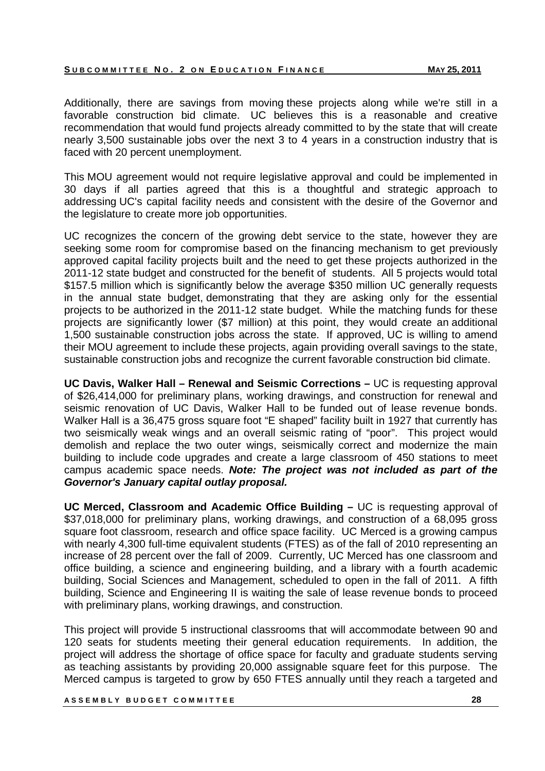Additionally, there are savings from moving these projects along while we're still in a favorable construction bid climate. UC believes this is a reasonable and creative recommendation that would fund projects already committed to by the state that will create nearly 3,500 sustainable jobs over the next 3 to 4 years in a construction industry that is faced with 20 percent unemployment.

This MOU agreement would not require legislative approval and could be implemented in 30 days if all parties agreed that this is a thoughtful and strategic approach to addressing UC's capital facility needs and consistent with the desire of the Governor and the legislature to create more job opportunities.

UC recognizes the concern of the growing debt service to the state, however they are seeking some room for compromise based on the financing mechanism to get previously approved capital facility projects built and the need to get these projects authorized in the 2011-12 state budget and constructed for the benefit of students. All 5 projects would total $157.5 million which is significantly below the average $350 million UC generally requests in the annual state budget, demonstrating that they are asking only for the essential projects to be authorized in the 2011-12 state budget. While the matching funds for these projects are significantly lower ($7 million) at this point, they would create an additional 1,500 sustainable construction jobs across the state. If approved, UC is willing to amend their MOU agreement to include these projects, again providing overall savings to the state, sustainable construction jobs and recognize the current favorable construction bid climate.

**UC Davis, Walker Hall – Renewal and Seismic Corrections –** UC is requesting approval of $26,414,000 for preliminary plans, working drawings, and construction for renewal and seismic renovation of UC Davis, Walker Hall to be funded out of lease revenue bonds. Walker Hall is a 36,475 gross square foot "E shaped" facility built in 1927 that currently has two seismically weak wings and an overall seismic rating of "poor". This project would demolish and replace the two outer wings, seismically correct and modernize the main building to include code upgrades and create a large classroom of 450 stations to meet campus academic space needs. ***Note: The project was not included as part of the Governor's January capital outlay proposal.***

**UC Merced, Classroom and Academic Office Building –** UC is requesting approval of $37,018,000 for preliminary plans, working drawings, and construction of a 68,095 gross square foot classroom, research and office space facility. UC Merced is a growing campus with nearly 4,300 full-time equivalent students (FTES) as of the fall of 2010 representing an increase of 28 percent over the fall of 2009. Currently, UC Merced has one classroom and office building, a science and engineering building, and a library with a fourth academic building, Social Sciences and Management, scheduled to open in the fall of 2011. A fifth building, Science and Engineering II is waiting the sale of lease revenue bonds to proceed with preliminary plans, working drawings, and construction.

This project will provide 5 instructional classrooms that will accommodate between 90 and 120 seats for students meeting their general education requirements. In addition, the project will address the shortage of office space for faculty and graduate students serving as teaching assistants by providing 20,000 assignable square feet for this purpose. The Merced campus is targeted to grow by 650 FTES annually until they reach a targeted and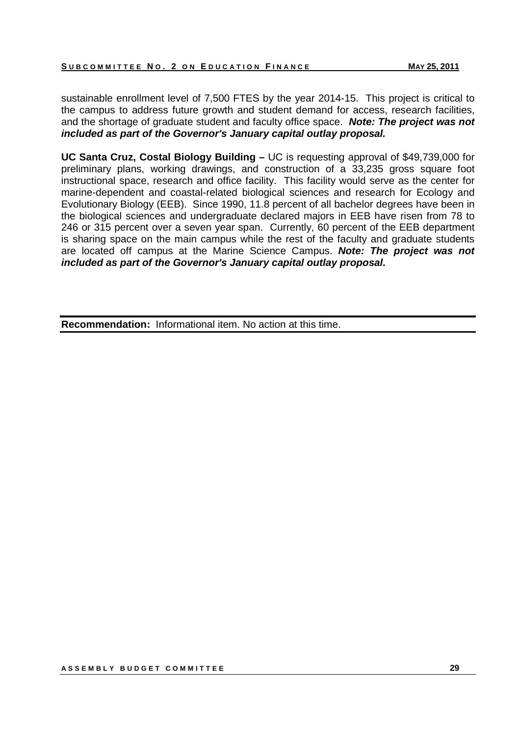sustainable enrollment level of 7,500 FTES by the year 2014-15. This project is critical to the campus to address future growth and student demand for access, research facilities, and the shortage of graduate student and faculty office space. ***Note: The project was not included as part of the Governor's January capital outlay proposal.***

**UC Santa Cruz, Costal Biology Building –** UC is requesting approval of $49,739,000 for preliminary plans, working drawings, and construction of a 33,235 gross square foot instructional space, research and office facility. This facility would serve as the center for marine-dependent and coastal-related biological sciences and research for Ecology and Evolutionary Biology (EEB). Since 1990, 11.8 percent of all bachelor degrees have been in the biological sciences and undergraduate declared majors in EEB have risen from 78 to 246 or 315 percent over a seven year span. Currently, 60 percent of the EEB department is sharing space on the main campus while the rest of the faculty and graduate students are located off campus at the Marine Science Campus. ***Note: The project was not included as part of the Governor's January capital outlay proposal.***

---

**Recommendation:** Informational item. No action at this time.

---